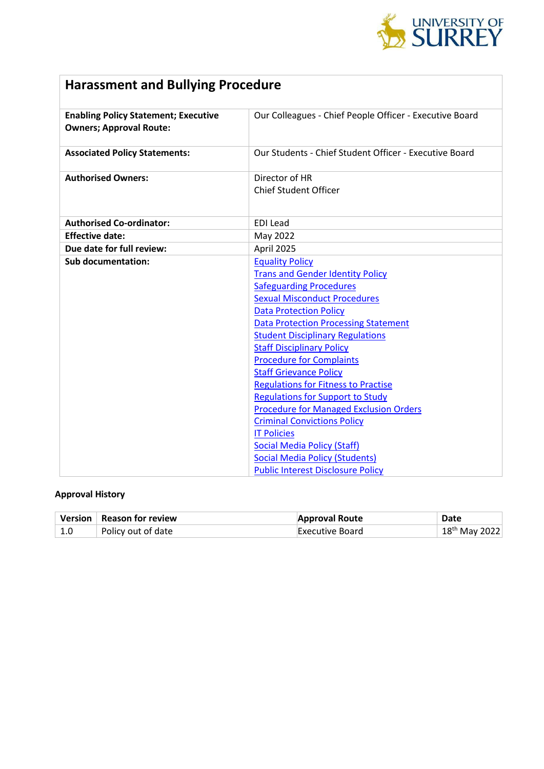# Harassment and Bullying Procedure

| | |
|---|---|
| **Enabling Policy Statement; Executive Owners; Approval Route:** | Our Colleagues - Chief People Officer - Executive Board |
| **Associated Policy Statements:** | Our Students - Chief Student Officer - Executive Board |
| **Authorised Owners:** | Director of HR<br>Chief Student Officer |
| **Authorised Co-ordinator:** | EDI Lead |
| **Effective date:** | May 2022 |
| **Due date for full review:** | April 2025 |
| **Sub documentation:** | Equality Policy<br>Trans and Gender Identity Policy<br>Safeguarding Procedures<br>Sexual Misconduct Procedures<br>Data Protection Policy<br>Data Protection Processing Statement<br>Student Disciplinary Regulations<br>Staff Disciplinary Policy<br>Procedure for Complaints<br>Staff Grievance Policy<br>Regulations for Fitness to Practise<br>Regulations for Support to Study<br>Procedure for Managed Exclusion Orders<br>Criminal Convictions Policy<br>IT Policies<br>Social Media Policy (Staff)<br>Social Media Policy (Students)<br>Public Interest Disclosure Policy |

**Approval History**

| Version | Reason for review | Approval Route | Date |
|---|---|---|---|
| 1.0 | Policy out of date | Executive Board | 18th May 2022 |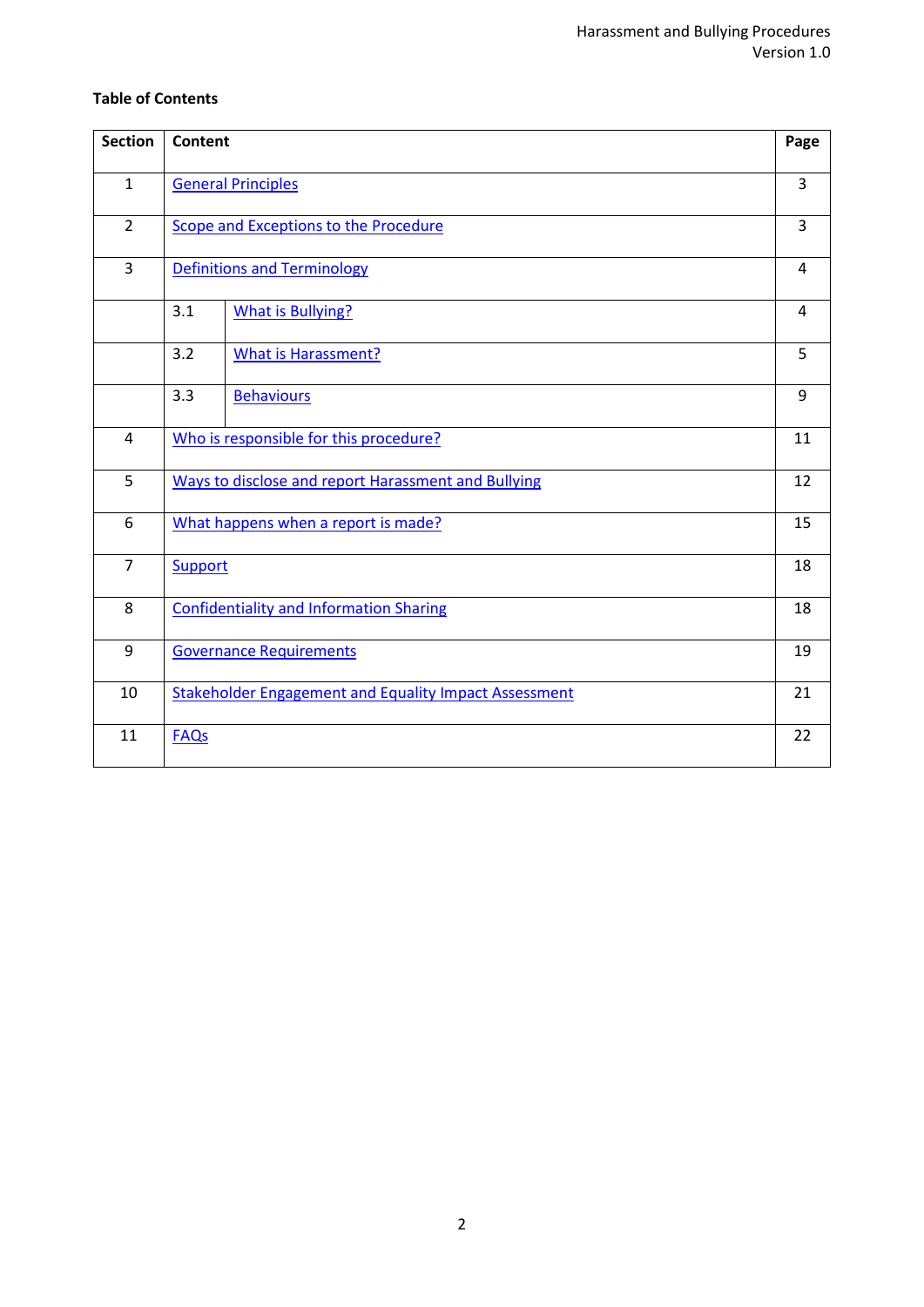**Table of Contents**

| Section | Content | | Page |
|---|---|---|---|
| 1 | General Principles | | 3 |
| 2 | Scope and Exceptions to the Procedure | | 3 |
| 3 | Definitions and Terminology | | 4 |
| | 3.1 | What is Bullying? | 4 |
| | 3.2 | What is Harassment? | 5 |
| | 3.3 | Behaviours | 9 |
| 4 | Who is responsible for this procedure? | | 11 |
| 5 | Ways to disclose and report Harassment and Bullying | | 12 |
| 6 | What happens when a report is made? | | 15 |
| 7 | Support | | 18 |
| 8 | Confidentiality and Information Sharing | | 18 |
| 9 | Governance Requirements | | 19 |
| 10 | Stakeholder Engagement and Equality Impact Assessment | | 21 |
| 11 | FAQs | | 22 |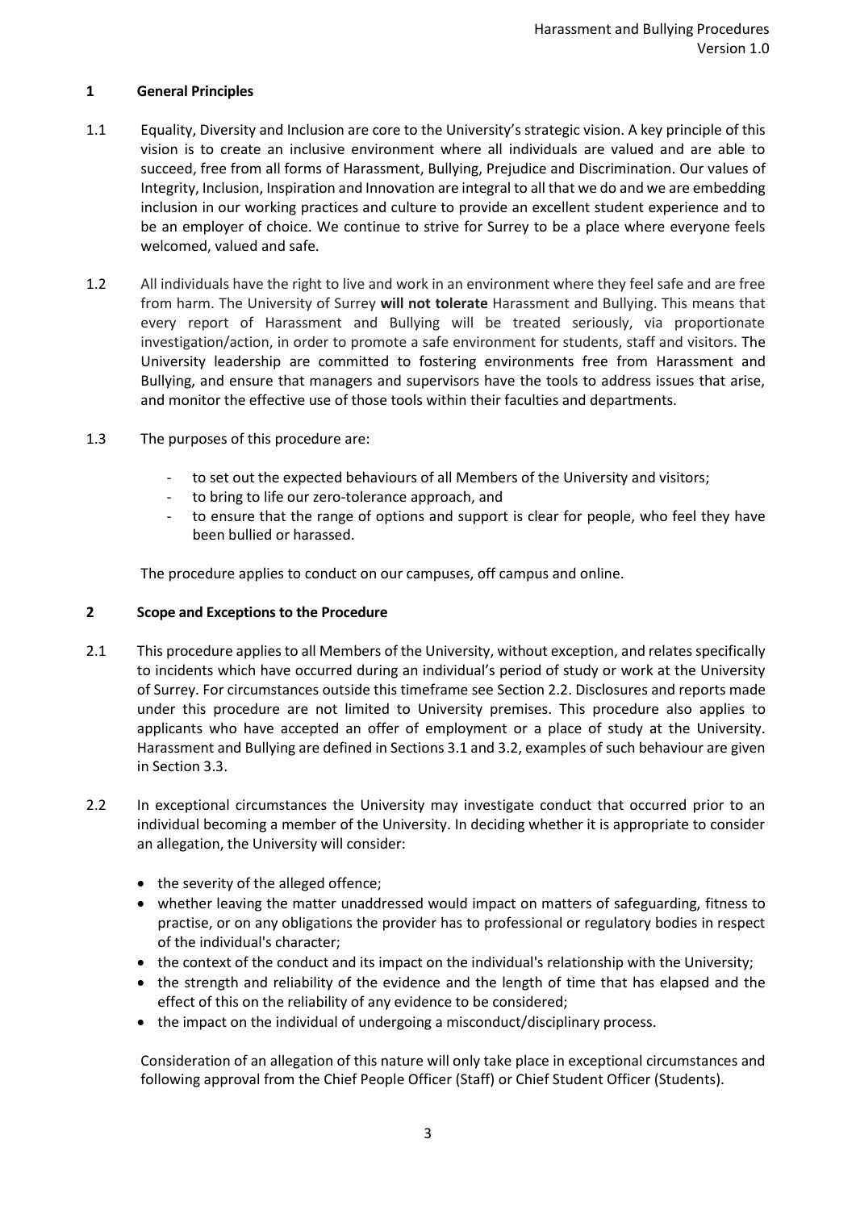## 1 General Principles

1.1 Equality, Diversity and Inclusion are core to the University's strategic vision. A key principle of this vision is to create an inclusive environment where all individuals are valued and are able to succeed, free from all forms of Harassment, Bullying, Prejudice and Discrimination. Our values of Integrity, Inclusion, Inspiration and Innovation are integral to all that we do and we are embedding inclusion in our working practices and culture to provide an excellent student experience and to be an employer of choice. We continue to strive for Surrey to be a place where everyone feels welcomed, valued and safe.

1.2 All individuals have the right to live and work in an environment where they feel safe and are free from harm. The University of Surrey **will not tolerate** Harassment and Bullying. This means that every report of Harassment and Bullying will be treated seriously, via proportionate investigation/action, in order to promote a safe environment for students, staff and visitors. The University leadership are committed to fostering environments free from Harassment and Bullying, and ensure that managers and supervisors have the tools to address issues that arise, and monitor the effective use of those tools within their faculties and departments.

1.3 The purposes of this procedure are:

- to set out the expected behaviours of all Members of the University and visitors;
- to bring to life our zero-tolerance approach, and
- to ensure that the range of options and support is clear for people, who feel they have been bullied or harassed.

The procedure applies to conduct on our campuses, off campus and online.

## 2 Scope and Exceptions to the Procedure

2.1 This procedure applies to all Members of the University, without exception, and relates specifically to incidents which have occurred during an individual's period of study or work at the University of Surrey. For circumstances outside this timeframe see Section 2.2. Disclosures and reports made under this procedure are not limited to University premises. This procedure also applies to applicants who have accepted an offer of employment or a place of study at the University. Harassment and Bullying are defined in Sections 3.1 and 3.2, examples of such behaviour are given in Section 3.3.

2.2 In exceptional circumstances the University may investigate conduct that occurred prior to an individual becoming a member of the University. In deciding whether it is appropriate to consider an allegation, the University will consider:

- the severity of the alleged offence;
- whether leaving the matter unaddressed would impact on matters of safeguarding, fitness to practise, or on any obligations the provider has to professional or regulatory bodies in respect of the individual's character;
- the context of the conduct and its impact on the individual's relationship with the University;
- the strength and reliability of the evidence and the length of time that has elapsed and the effect of this on the reliability of any evidence to be considered;
- the impact on the individual of undergoing a misconduct/disciplinary process.

Consideration of an allegation of this nature will only take place in exceptional circumstances and following approval from the Chief People Officer (Staff) or Chief Student Officer (Students).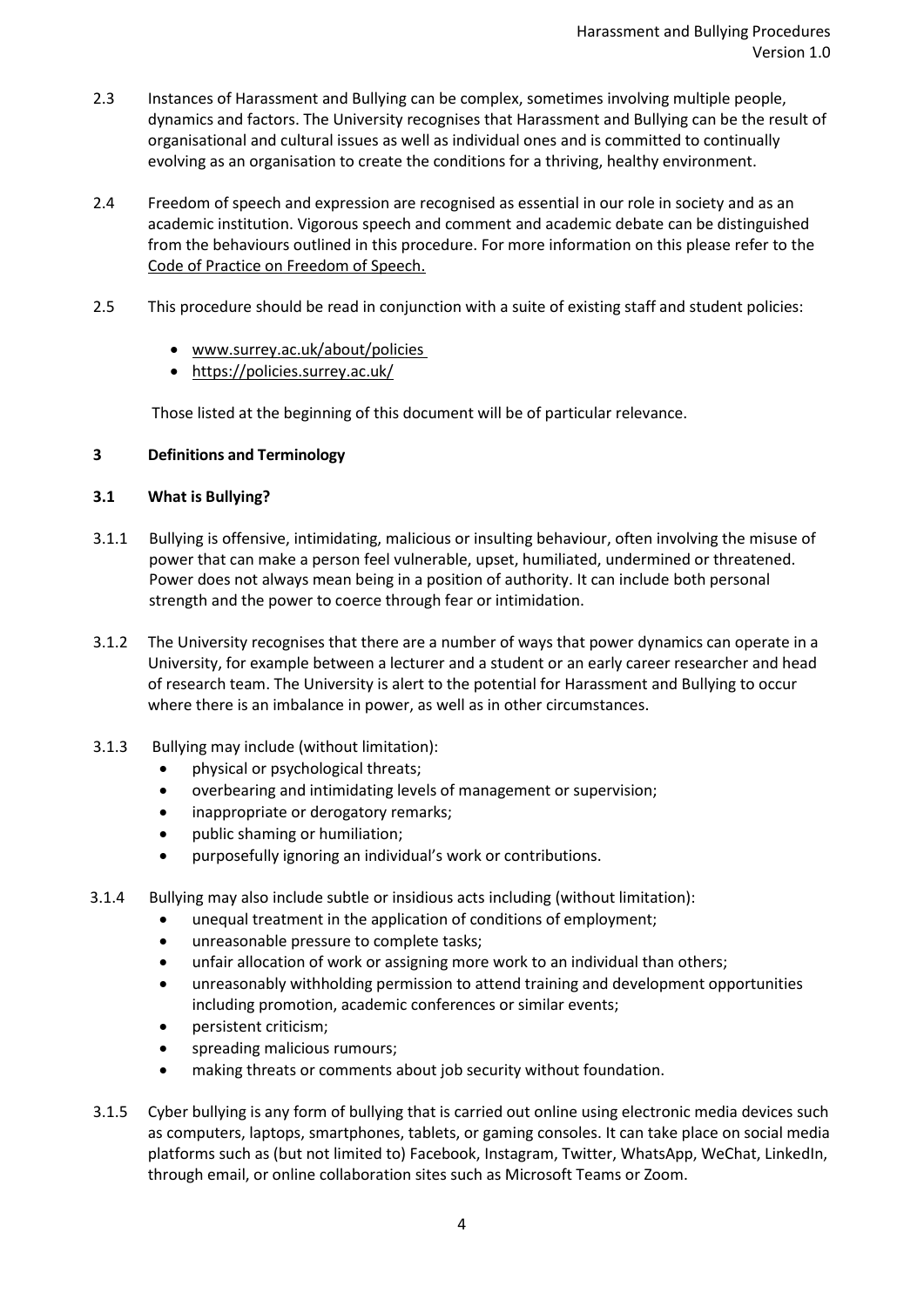2.3 Instances of Harassment and Bullying can be complex, sometimes involving multiple people, dynamics and factors. The University recognises that Harassment and Bullying can be the result of organisational and cultural issues as well as individual ones and is committed to continually evolving as an organisation to create the conditions for a thriving, healthy environment.

2.4 Freedom of speech and expression are recognised as essential in our role in society and as an academic institution. Vigorous speech and comment and academic debate can be distinguished from the behaviours outlined in this procedure. For more information on this please refer to the Code of Practice on Freedom of Speech.

2.5 This procedure should be read in conjunction with a suite of existing staff and student policies:

- www.surrey.ac.uk/about/policies
- https://policies.surrey.ac.uk/

Those listed at the beginning of this document will be of particular relevance.

## 3 Definitions and Terminology

### 3.1 What is Bullying?

3.1.1 Bullying is offensive, intimidating, malicious or insulting behaviour, often involving the misuse of power that can make a person feel vulnerable, upset, humiliated, undermined or threatened. Power does not always mean being in a position of authority. It can include both personal strength and the power to coerce through fear or intimidation.

3.1.2 The University recognises that there are a number of ways that power dynamics can operate in a University, for example between a lecturer and a student or an early career researcher and head of research team. The University is alert to the potential for Harassment and Bullying to occur where there is an imbalance in power, as well as in other circumstances.

3.1.3 Bullying may include (without limitation):

- physical or psychological threats;
- overbearing and intimidating levels of management or supervision;
- inappropriate or derogatory remarks;
- public shaming or humiliation;
- purposefully ignoring an individual's work or contributions.

3.1.4 Bullying may also include subtle or insidious acts including (without limitation):

- unequal treatment in the application of conditions of employment;
- unreasonable pressure to complete tasks;
- unfair allocation of work or assigning more work to an individual than others;
- unreasonably withholding permission to attend training and development opportunities including promotion, academic conferences or similar events;
- persistent criticism;
- spreading malicious rumours;
- making threats or comments about job security without foundation.

3.1.5 Cyber bullying is any form of bullying that is carried out online using electronic media devices such as computers, laptops, smartphones, tablets, or gaming consoles. It can take place on social media platforms such as (but not limited to) Facebook, Instagram, Twitter, WhatsApp, WeChat, LinkedIn, through email, or online collaboration sites such as Microsoft Teams or Zoom.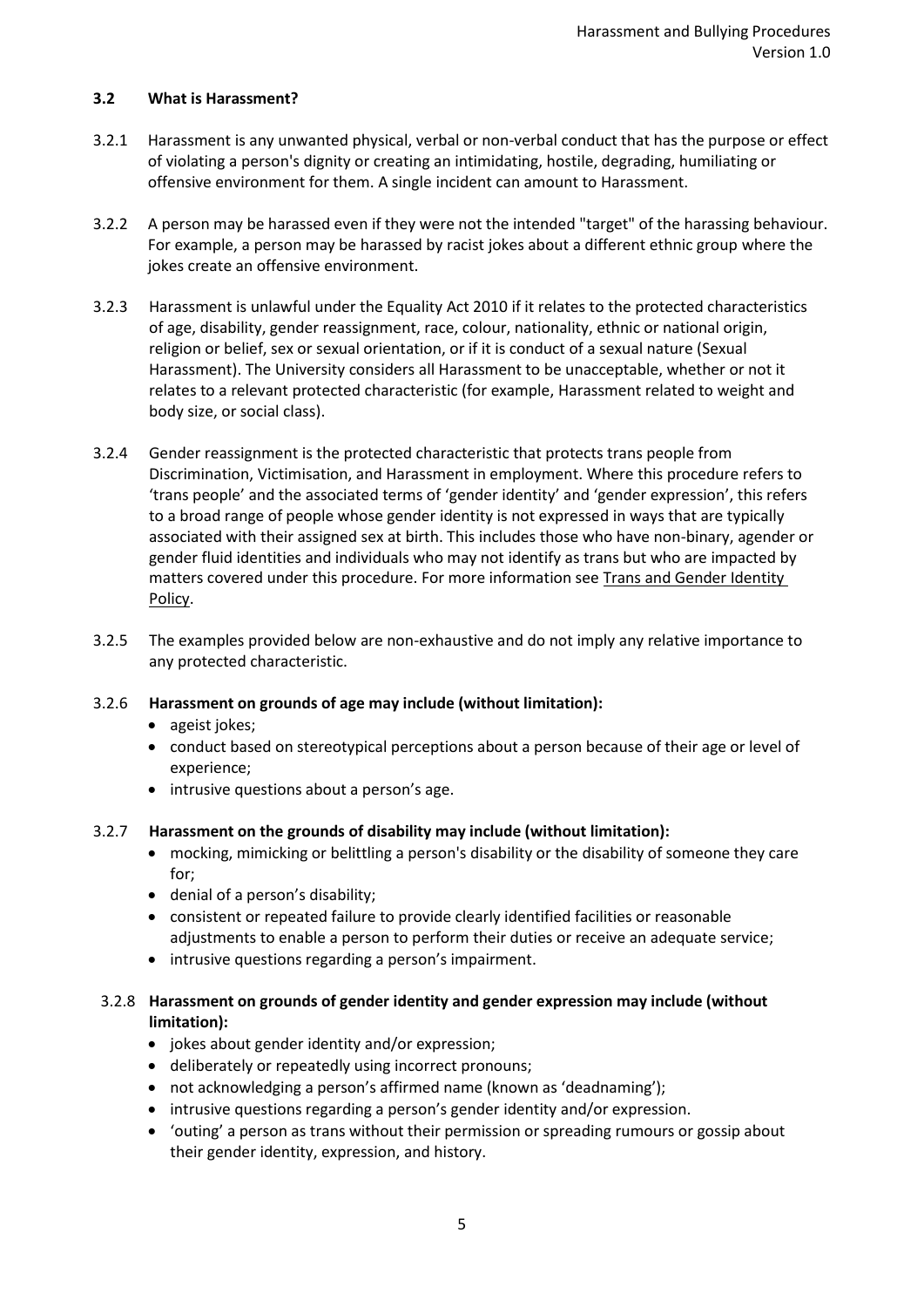### 3.2 What is Harassment?

3.2.1 Harassment is any unwanted physical, verbal or non-verbal conduct that has the purpose or effect of violating a person's dignity or creating an intimidating, hostile, degrading, humiliating or offensive environment for them. A single incident can amount to Harassment.

3.2.2 A person may be harassed even if they were not the intended "target" of the harassing behaviour. For example, a person may be harassed by racist jokes about a different ethnic group where the jokes create an offensive environment.

3.2.3 Harassment is unlawful under the Equality Act 2010 if it relates to the protected characteristics of age, disability, gender reassignment, race, colour, nationality, ethnic or national origin, religion or belief, sex or sexual orientation, or if it is conduct of a sexual nature (Sexual Harassment). The University considers all Harassment to be unacceptable, whether or not it relates to a relevant protected characteristic (for example, Harassment related to weight and body size, or social class).

3.2.4 Gender reassignment is the protected characteristic that protects trans people from Discrimination, Victimisation, and Harassment in employment. Where this procedure refers to 'trans people' and the associated terms of 'gender identity' and 'gender expression', this refers to a broad range of people whose gender identity is not expressed in ways that are typically associated with their assigned sex at birth. This includes those who have non-binary, agender or gender fluid identities and individuals who may not identify as trans but who are impacted by matters covered under this procedure. For more information see Trans and Gender Identity Policy.

3.2.5 The examples provided below are non-exhaustive and do not imply any relative importance to any protected characteristic.

3.2.6 **Harassment on grounds of age may include (without limitation):**

- ageist jokes;
- conduct based on stereotypical perceptions about a person because of their age or level of experience;
- intrusive questions about a person's age.

3.2.7 **Harassment on the grounds of disability may include (without limitation):**

- mocking, mimicking or belittling a person's disability or the disability of someone they care for;
- denial of a person's disability;
- consistent or repeated failure to provide clearly identified facilities or reasonable adjustments to enable a person to perform their duties or receive an adequate service;
- intrusive questions regarding a person's impairment.

3.2.8 **Harassment on grounds of gender identity and gender expression may include (without limitation):**

- jokes about gender identity and/or expression;
- deliberately or repeatedly using incorrect pronouns;
- not acknowledging a person's affirmed name (known as 'deadnaming');
- intrusive questions regarding a person's gender identity and/or expression.
- 'outing' a person as trans without their permission or spreading rumours or gossip about their gender identity, expression, and history.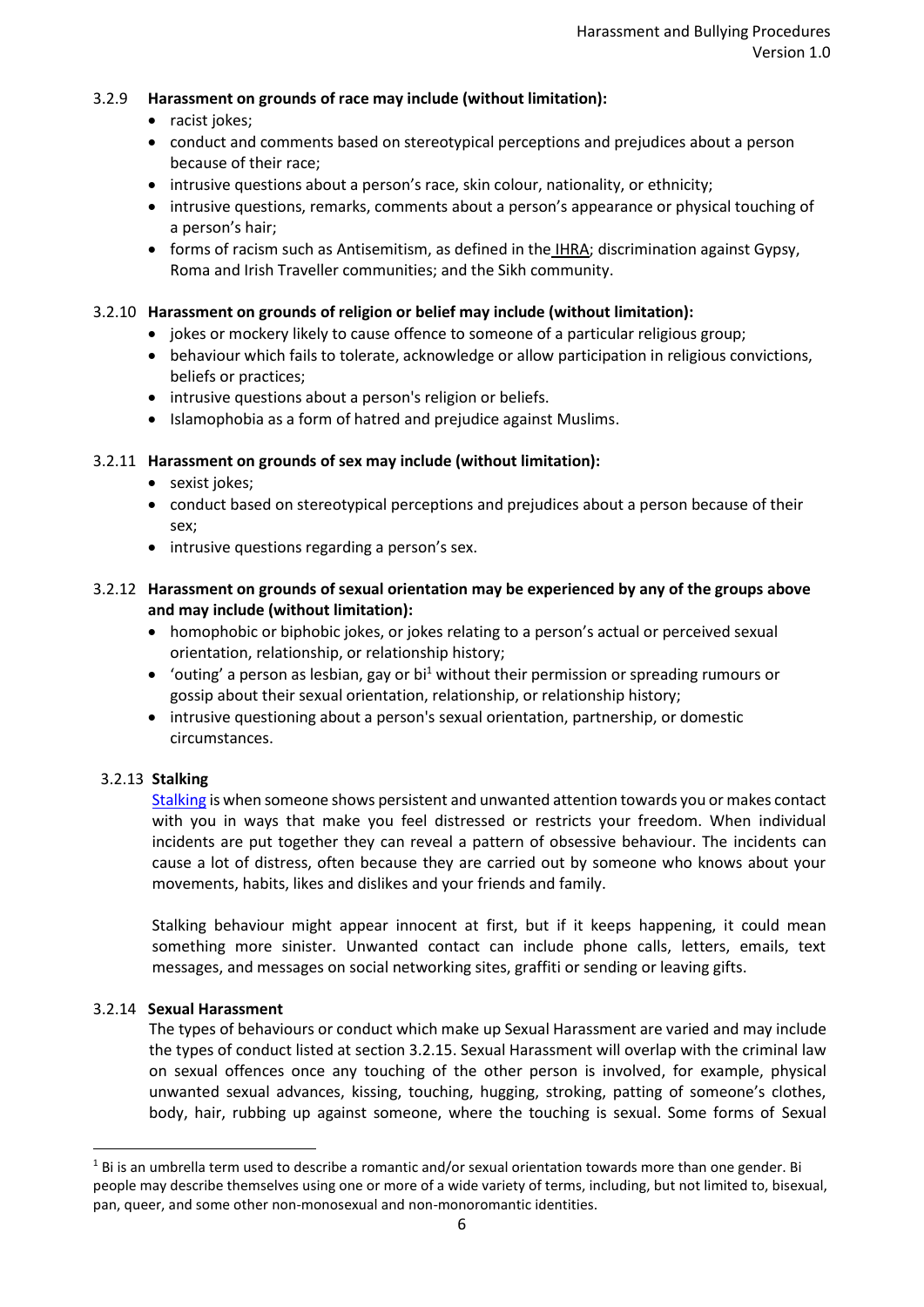### 3.2.9 Harassment on grounds of race may include (without limitation):

- racist jokes;
- conduct and comments based on stereotypical perceptions and prejudices about a person because of their race;
- intrusive questions about a person's race, skin colour, nationality, or ethnicity;
- intrusive questions, remarks, comments about a person's appearance or physical touching of a person's hair;
- forms of racism such as Antisemitism, as defined in the IHRA; discrimination against Gypsy, Roma and Irish Traveller communities; and the Sikh community.

### 3.2.10 Harassment on grounds of religion or belief may include (without limitation):

- jokes or mockery likely to cause offence to someone of a particular religious group;
- behaviour which fails to tolerate, acknowledge or allow participation in religious convictions, beliefs or practices;
- intrusive questions about a person's religion or beliefs.
- Islamophobia as a form of hatred and prejudice against Muslims.

### 3.2.11 Harassment on grounds of sex may include (without limitation):

- sexist jokes;
- conduct based on stereotypical perceptions and prejudices about a person because of their sex;
- intrusive questions regarding a person's sex.

### 3.2.12 Harassment on grounds of sexual orientation may be experienced by any of the groups above and may include (without limitation):

- homophobic or biphobic jokes, or jokes relating to a person's actual or perceived sexual orientation, relationship, or relationship history;
- 'outing' a person as lesbian, gay or bi[1] without their permission or spreading rumours or gossip about their sexual orientation, relationship, or relationship history;
- intrusive questioning about a person's sexual orientation, partnership, or domestic circumstances.

### 3.2.13 Stalking

Stalking is when someone shows persistent and unwanted attention towards you or makes contact with you in ways that make you feel distressed or restricts your freedom. When individual incidents are put together they can reveal a pattern of obsessive behaviour. The incidents can cause a lot of distress, often because they are carried out by someone who knows about your movements, habits, likes and dislikes and your friends and family.

Stalking behaviour might appear innocent at first, but if it keeps happening, it could mean something more sinister. Unwanted contact can include phone calls, letters, emails, text messages, and messages on social networking sites, graffiti or sending or leaving gifts.

### 3.2.14 Sexual Harassment

The types of behaviours or conduct which make up Sexual Harassment are varied and may include the types of conduct listed at section 3.2.15. Sexual Harassment will overlap with the criminal law on sexual offences once any touching of the other person is involved, for example, physical unwanted sexual advances, kissing, touching, hugging, stroking, patting of someone's clothes, body, hair, rubbing up against someone, where the touching is sexual. Some forms of Sexual

---

[1] Bi is an umbrella term used to describe a romantic and/or sexual orientation towards more than one gender. Bi people may describe themselves using one or more of a wide variety of terms, including, but not limited to, bisexual, pan, queer, and some other non-monosexual and non-monoromantic identities.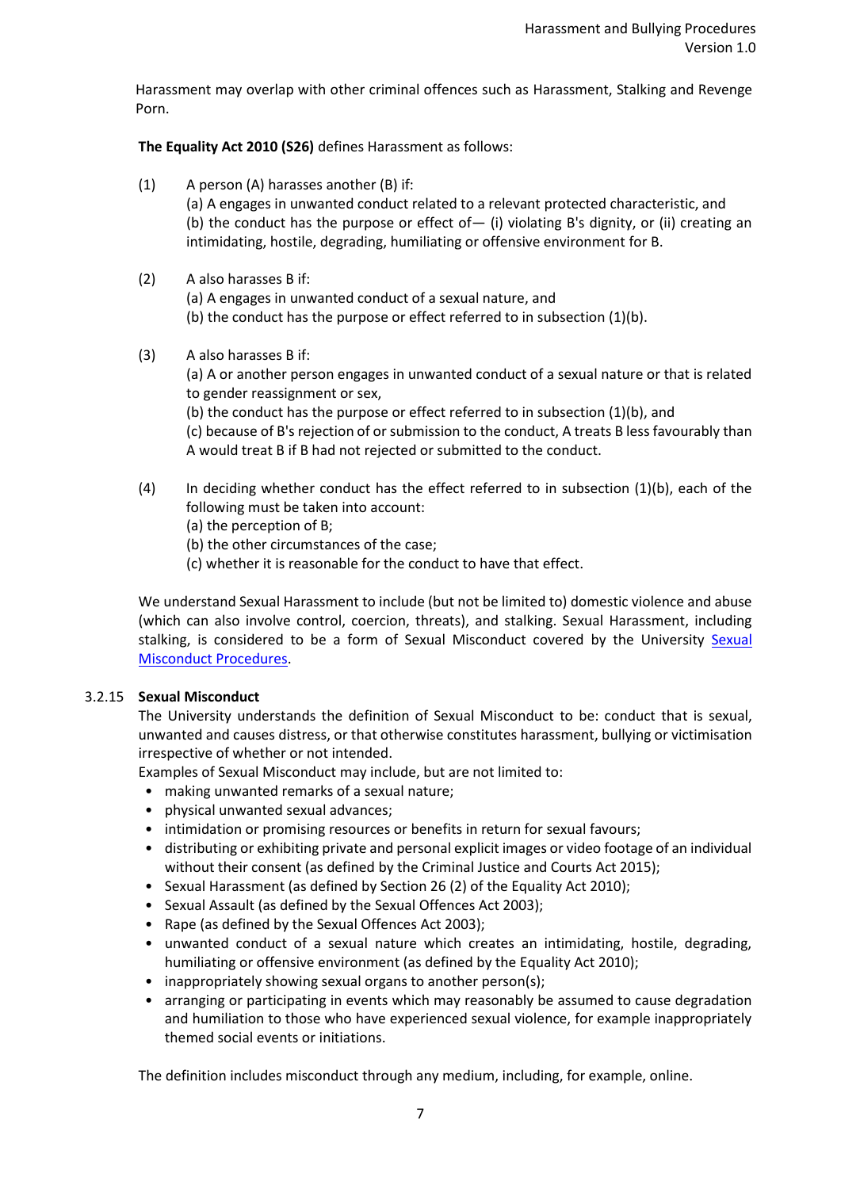Harassment may overlap with other criminal offences such as Harassment, Stalking and Revenge Porn.

**The Equality Act 2010 (S26)** defines Harassment as follows:

(1) A person (A) harasses another (B) if:
(a) A engages in unwanted conduct related to a relevant protected characteristic, and
(b) the conduct has the purpose or effect of— (i) violating B's dignity, or (ii) creating an intimidating, hostile, degrading, humiliating or offensive environment for B.

(2) A also harasses B if:
(a) A engages in unwanted conduct of a sexual nature, and
(b) the conduct has the purpose or effect referred to in subsection (1)(b).

(3) A also harasses B if:
(a) A or another person engages in unwanted conduct of a sexual nature or that is related to gender reassignment or sex,
(b) the conduct has the purpose or effect referred to in subsection (1)(b), and
(c) because of B's rejection of or submission to the conduct, A treats B less favourably than A would treat B if B had not rejected or submitted to the conduct.

(4) In deciding whether conduct has the effect referred to in subsection (1)(b), each of the following must be taken into account:
(a) the perception of B;
(b) the other circumstances of the case;
(c) whether it is reasonable for the conduct to have that effect.

We understand Sexual Harassment to include (but not be limited to) domestic violence and abuse (which can also involve control, coercion, threats), and stalking. Sexual Harassment, including stalking, is considered to be a form of Sexual Misconduct covered by the University Sexual Misconduct Procedures.

### 3.2.15 Sexual Misconduct

The University understands the definition of Sexual Misconduct to be: conduct that is sexual, unwanted and causes distress, or that otherwise constitutes harassment, bullying or victimisation irrespective of whether or not intended.

Examples of Sexual Misconduct may include, but are not limited to:

- making unwanted remarks of a sexual nature;
- physical unwanted sexual advances;
- intimidation or promising resources or benefits in return for sexual favours;
- distributing or exhibiting private and personal explicit images or video footage of an individual without their consent (as defined by the Criminal Justice and Courts Act 2015);
- Sexual Harassment (as defined by Section 26 (2) of the Equality Act 2010);
- Sexual Assault (as defined by the Sexual Offences Act 2003);
- Rape (as defined by the Sexual Offences Act 2003);
- unwanted conduct of a sexual nature which creates an intimidating, hostile, degrading, humiliating or offensive environment (as defined by the Equality Act 2010);
- inappropriately showing sexual organs to another person(s);
- arranging or participating in events which may reasonably be assumed to cause degradation and humiliation to those who have experienced sexual violence, for example inappropriately themed social events or initiations.

The definition includes misconduct through any medium, including, for example, online.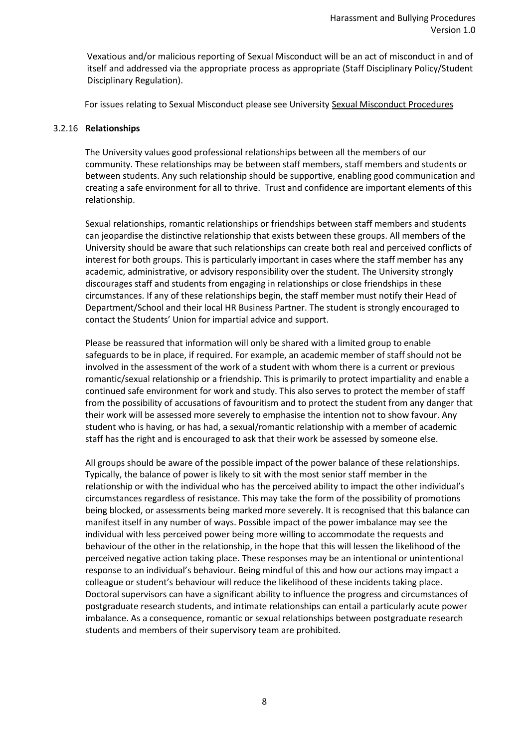Vexatious and/or malicious reporting of Sexual Misconduct will be an act of misconduct in and of itself and addressed via the appropriate process as appropriate (Staff Disciplinary Policy/Student Disciplinary Regulation).

For issues relating to Sexual Misconduct please see University Sexual Misconduct Procedures

### 3.2.16 Relationships

The University values good professional relationships between all the members of our community. These relationships may be between staff members, staff members and students or between students. Any such relationship should be supportive, enabling good communication and creating a safe environment for all to thrive. Trust and confidence are important elements of this relationship.

Sexual relationships, romantic relationships or friendships between staff members and students can jeopardise the distinctive relationship that exists between these groups. All members of the University should be aware that such relationships can create both real and perceived conflicts of interest for both groups. This is particularly important in cases where the staff member has any academic, administrative, or advisory responsibility over the student. The University strongly discourages staff and students from engaging in relationships or close friendships in these circumstances. If any of these relationships begin, the staff member must notify their Head of Department/School and their local HR Business Partner. The student is strongly encouraged to contact the Students' Union for impartial advice and support.

Please be reassured that information will only be shared with a limited group to enable safeguards to be in place, if required. For example, an academic member of staff should not be involved in the assessment of the work of a student with whom there is a current or previous romantic/sexual relationship or a friendship. This is primarily to protect impartiality and enable a continued safe environment for work and study. This also serves to protect the member of staff from the possibility of accusations of favouritism and to protect the student from any danger that their work will be assessed more severely to emphasise the intention not to show favour. Any student who is having, or has had, a sexual/romantic relationship with a member of academic staff has the right and is encouraged to ask that their work be assessed by someone else.

All groups should be aware of the possible impact of the power balance of these relationships. Typically, the balance of power is likely to sit with the most senior staff member in the relationship or with the individual who has the perceived ability to impact the other individual's circumstances regardless of resistance. This may take the form of the possibility of promotions being blocked, or assessments being marked more severely. It is recognised that this balance can manifest itself in any number of ways. Possible impact of the power imbalance may see the individual with less perceived power being more willing to accommodate the requests and behaviour of the other in the relationship, in the hope that this will lessen the likelihood of the perceived negative action taking place. These responses may be an intentional or unintentional response to an individual's behaviour. Being mindful of this and how our actions may impact a colleague or student's behaviour will reduce the likelihood of these incidents taking place. Doctoral supervisors can have a significant ability to influence the progress and circumstances of postgraduate research students, and intimate relationships can entail a particularly acute power imbalance. As a consequence, romantic or sexual relationships between postgraduate research students and members of their supervisory team are prohibited.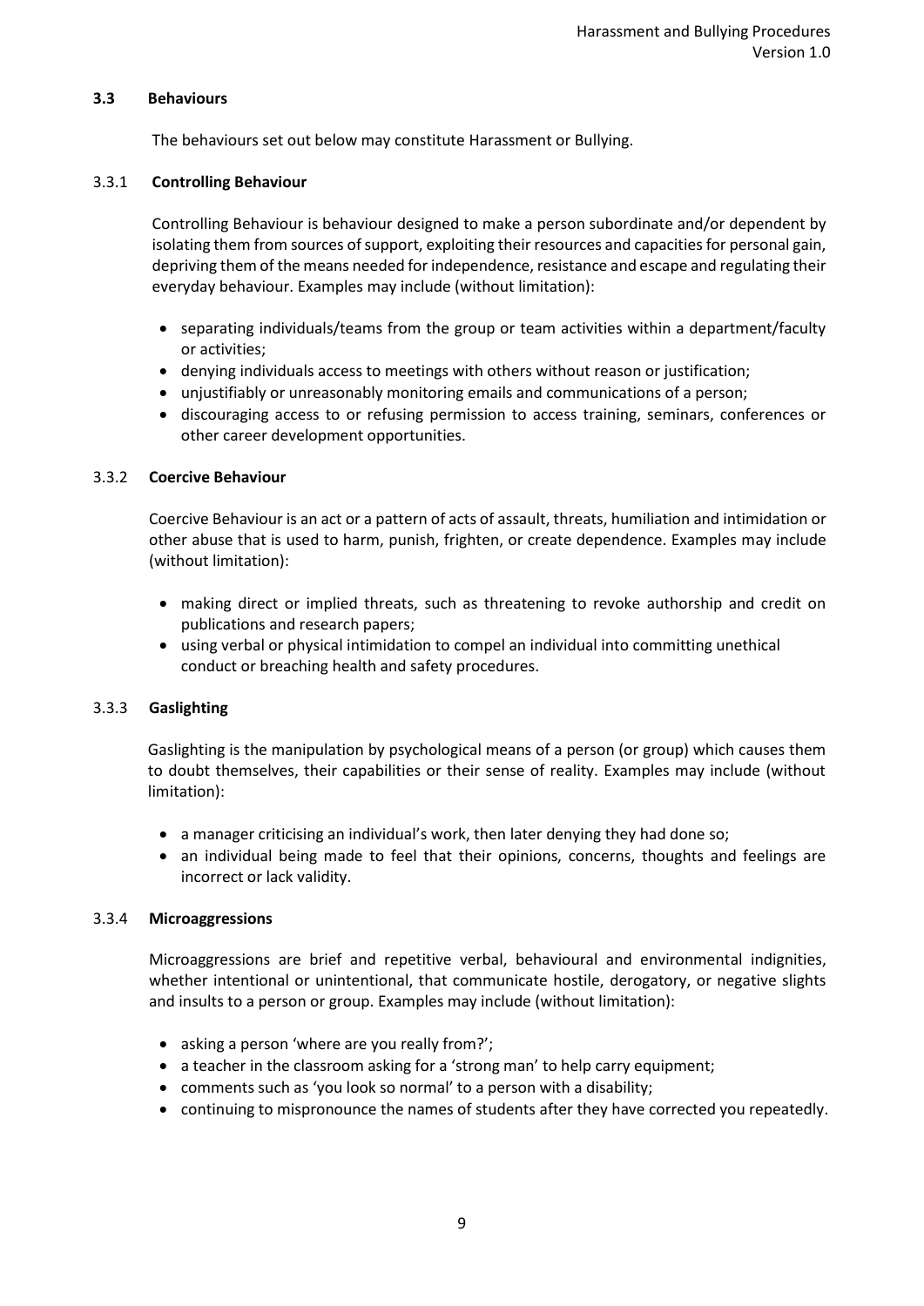### 3.3 Behaviours

The behaviours set out below may constitute Harassment or Bullying.

#### 3.3.1 Controlling Behaviour

Controlling Behaviour is behaviour designed to make a person subordinate and/or dependent by isolating them from sources of support, exploiting their resources and capacities for personal gain, depriving them of the means needed for independence, resistance and escape and regulating their everyday behaviour. Examples may include (without limitation):

- separating individuals/teams from the group or team activities within a department/faculty or activities;
- denying individuals access to meetings with others without reason or justification;
- unjustifiably or unreasonably monitoring emails and communications of a person;
- discouraging access to or refusing permission to access training, seminars, conferences or other career development opportunities.

#### 3.3.2 Coercive Behaviour

Coercive Behaviour is an act or a pattern of acts of assault, threats, humiliation and intimidation or other abuse that is used to harm, punish, frighten, or create dependence. Examples may include (without limitation):

- making direct or implied threats, such as threatening to revoke authorship and credit on publications and research papers;
- using verbal or physical intimidation to compel an individual into committing unethical conduct or breaching health and safety procedures.

#### 3.3.3 Gaslighting

Gaslighting is the manipulation by psychological means of a person (or group) which causes them to doubt themselves, their capabilities or their sense of reality. Examples may include (without limitation):

- a manager criticising an individual's work, then later denying they had done so;
- an individual being made to feel that their opinions, concerns, thoughts and feelings are incorrect or lack validity.

#### 3.3.4 Microaggressions

Microaggressions are brief and repetitive verbal, behavioural and environmental indignities, whether intentional or unintentional, that communicate hostile, derogatory, or negative slights and insults to a person or group. Examples may include (without limitation):

- asking a person 'where are you really from?';
- a teacher in the classroom asking for a 'strong man' to help carry equipment;
- comments such as 'you look so normal' to a person with a disability;
- continuing to mispronounce the names of students after they have corrected you repeatedly.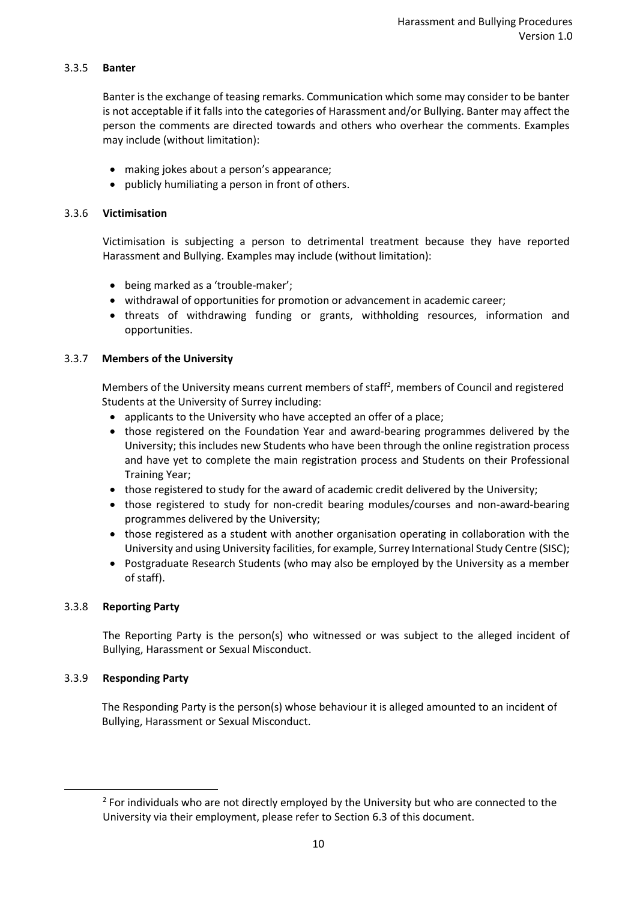### 3.3.5 **Banter**

Banter is the exchange of teasing remarks. Communication which some may consider to be banter is not acceptable if it falls into the categories of Harassment and/or Bullying. Banter may affect the person the comments are directed towards and others who overhear the comments. Examples may include (without limitation):

- making jokes about a person's appearance;
- publicly humiliating a person in front of others.

### 3.3.6 **Victimisation**

Victimisation is subjecting a person to detrimental treatment because they have reported Harassment and Bullying. Examples may include (without limitation):

- being marked as a 'trouble-maker';
- withdrawal of opportunities for promotion or advancement in academic career;
- threats of withdrawing funding or grants, withholding resources, information and opportunities.

### 3.3.7 **Members of the University**

Members of the University means current members of staff[2], members of Council and registered Students at the University of Surrey including:

- applicants to the University who have accepted an offer of a place;
- those registered on the Foundation Year and award-bearing programmes delivered by the University; this includes new Students who have been through the online registration process and have yet to complete the main registration process and Students on their Professional Training Year;
- those registered to study for the award of academic credit delivered by the University;
- those registered to study for non-credit bearing modules/courses and non-award-bearing programmes delivered by the University;
- those registered as a student with another organisation operating in collaboration with the University and using University facilities, for example, Surrey International Study Centre (SISC);
- Postgraduate Research Students (who may also be employed by the University as a member of staff).

### 3.3.8 **Reporting Party**

The Reporting Party is the person(s) who witnessed or was subject to the alleged incident of Bullying, Harassment or Sexual Misconduct.

### 3.3.9 **Responding Party**

The Responding Party is the person(s) whose behaviour it is alleged amounted to an incident of Bullying, Harassment or Sexual Misconduct.

[2] For individuals who are not directly employed by the University but who are connected to the University via their employment, please refer to Section 6.3 of this document.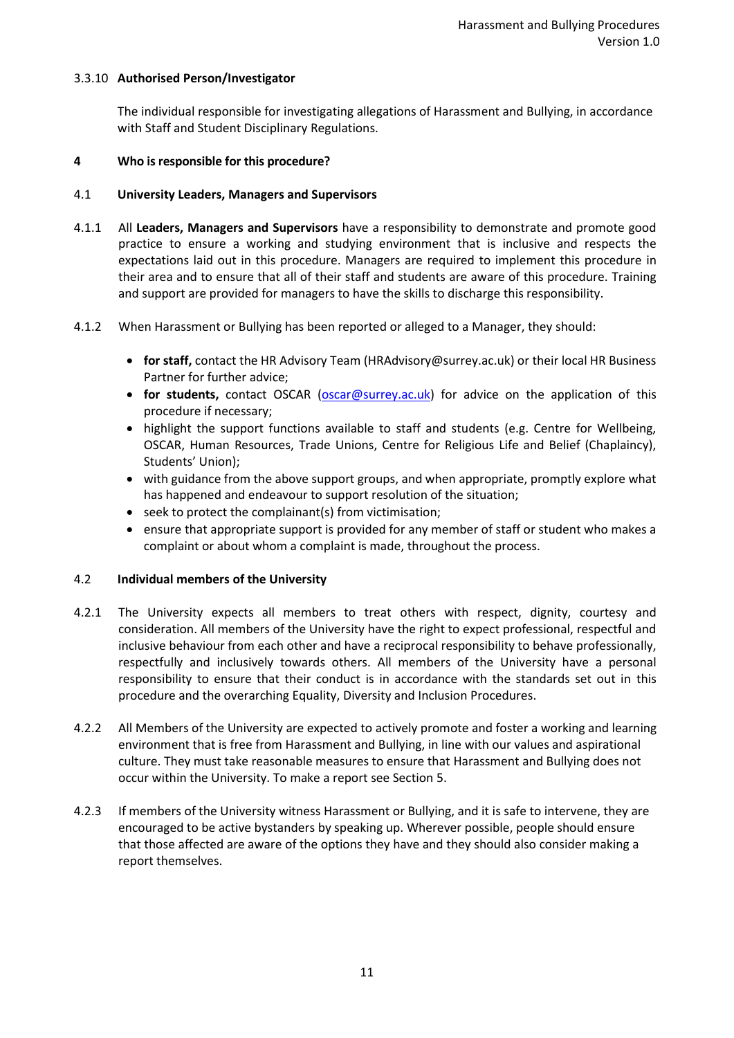#### 3.3.10 Authorised Person/Investigator

The individual responsible for investigating allegations of Harassment and Bullying, in accordance with Staff and Student Disciplinary Regulations.

## 4 Who is responsible for this procedure?

### 4.1 University Leaders, Managers and Supervisors

4.1.1 All **Leaders, Managers and Supervisors** have a responsibility to demonstrate and promote good practice to ensure a working and studying environment that is inclusive and respects the expectations laid out in this procedure. Managers are required to implement this procedure in their area and to ensure that all of their staff and students are aware of this procedure. Training and support are provided for managers to have the skills to discharge this responsibility.

4.1.2 When Harassment or Bullying has been reported or alleged to a Manager, they should:

- **for staff,** contact the HR Advisory Team (HRAdvisory@surrey.ac.uk) or their local HR Business Partner for further advice;
- **for students,** contact OSCAR (oscar@surrey.ac.uk) for advice on the application of this procedure if necessary;
- highlight the support functions available to staff and students (e.g. Centre for Wellbeing, OSCAR, Human Resources, Trade Unions, Centre for Religious Life and Belief (Chaplaincy), Students' Union);
- with guidance from the above support groups, and when appropriate, promptly explore what has happened and endeavour to support resolution of the situation;
- seek to protect the complainant(s) from victimisation;
- ensure that appropriate support is provided for any member of staff or student who makes a complaint or about whom a complaint is made, throughout the process.

### 4.2 Individual members of the University

4.2.1 The University expects all members to treat others with respect, dignity, courtesy and consideration. All members of the University have the right to expect professional, respectful and inclusive behaviour from each other and have a reciprocal responsibility to behave professionally, respectfully and inclusively towards others. All members of the University have a personal responsibility to ensure that their conduct is in accordance with the standards set out in this procedure and the overarching Equality, Diversity and Inclusion Procedures.

4.2.2 All Members of the University are expected to actively promote and foster a working and learning environment that is free from Harassment and Bullying, in line with our values and aspirational culture. They must take reasonable measures to ensure that Harassment and Bullying does not occur within the University. To make a report see Section 5.

4.2.3 If members of the University witness Harassment or Bullying, and it is safe to intervene, they are encouraged to be active bystanders by speaking up. Wherever possible, people should ensure that those affected are aware of the options they have and they should also consider making a report themselves.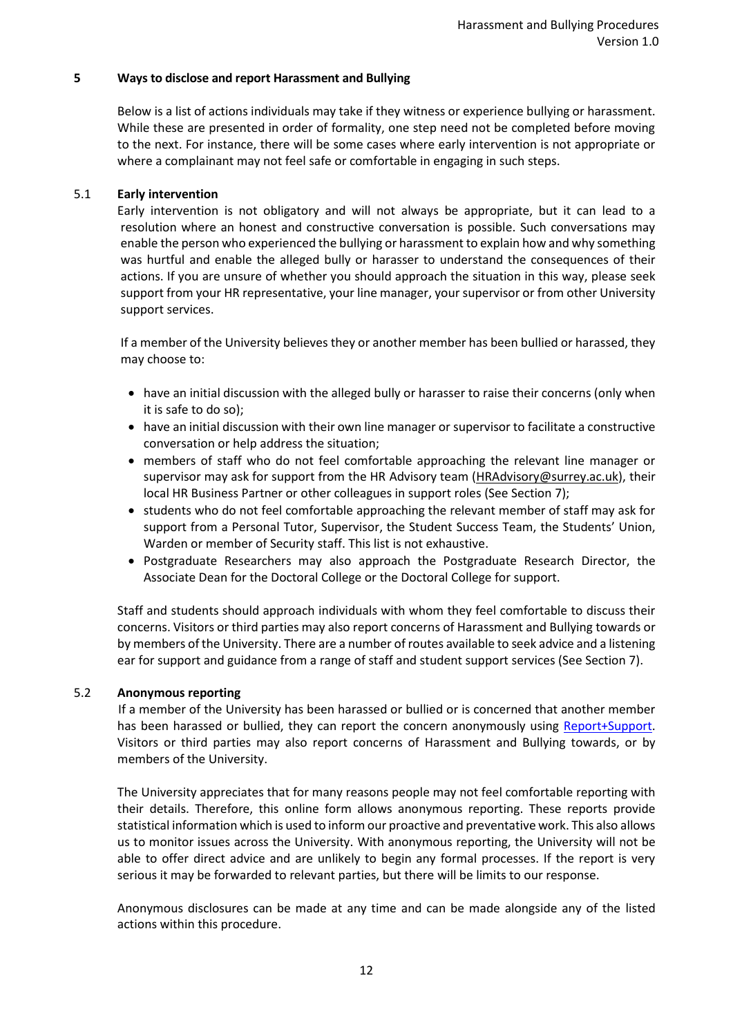## 5 Ways to disclose and report Harassment and Bullying

Below is a list of actions individuals may take if they witness or experience bullying or harassment. While these are presented in order of formality, one step need not be completed before moving to the next. For instance, there will be some cases where early intervention is not appropriate or where a complainant may not feel safe or comfortable in engaging in such steps.

### 5.1 Early intervention

Early intervention is not obligatory and will not always be appropriate, but it can lead to a resolution where an honest and constructive conversation is possible. Such conversations may enable the person who experienced the bullying or harassment to explain how and why something was hurtful and enable the alleged bully or harasser to understand the consequences of their actions. If you are unsure of whether you should approach the situation in this way, please seek support from your HR representative, your line manager, your supervisor or from other University support services.

If a member of the University believes they or another member has been bullied or harassed, they may choose to:

- have an initial discussion with the alleged bully or harasser to raise their concerns (only when it is safe to do so);
- have an initial discussion with their own line manager or supervisor to facilitate a constructive conversation or help address the situation;
- members of staff who do not feel comfortable approaching the relevant line manager or supervisor may ask for support from the HR Advisory team (HRAdvisory@surrey.ac.uk), their local HR Business Partner or other colleagues in support roles (See Section 7);
- students who do not feel comfortable approaching the relevant member of staff may ask for support from a Personal Tutor, Supervisor, the Student Success Team, the Students' Union, Warden or member of Security staff. This list is not exhaustive.
- Postgraduate Researchers may also approach the Postgraduate Research Director, the Associate Dean for the Doctoral College or the Doctoral College for support.

Staff and students should approach individuals with whom they feel comfortable to discuss their concerns. Visitors or third parties may also report concerns of Harassment and Bullying towards or by members of the University. There are a number of routes available to seek advice and a listening ear for support and guidance from a range of staff and student support services (See Section 7).

### 5.2 Anonymous reporting

If a member of the University has been harassed or bullied or is concerned that another member has been harassed or bullied, they can report the concern anonymously using Report+Support. Visitors or third parties may also report concerns of Harassment and Bullying towards, or by members of the University.

The University appreciates that for many reasons people may not feel comfortable reporting with their details. Therefore, this online form allows anonymous reporting. These reports provide statistical information which is used to inform our proactive and preventative work. This also allows us to monitor issues across the University. With anonymous reporting, the University will not be able to offer direct advice and are unlikely to begin any formal processes. If the report is very serious it may be forwarded to relevant parties, but there will be limits to our response.

Anonymous disclosures can be made at any time and can be made alongside any of the listed actions within this procedure.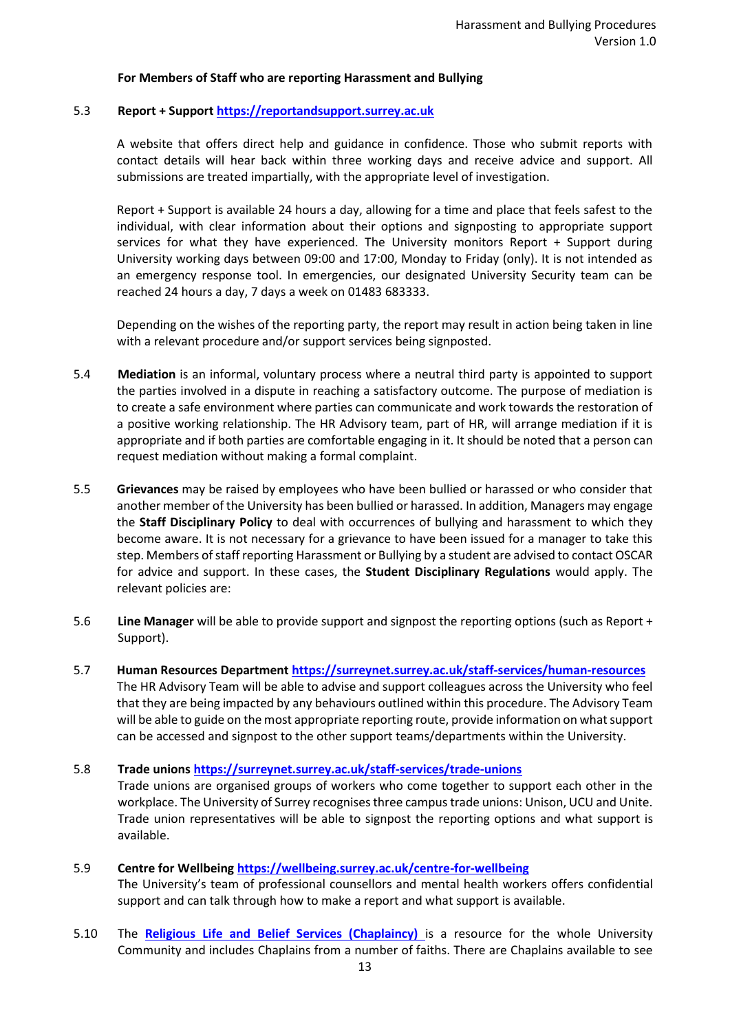**For Members of Staff who are reporting Harassment and Bullying**

5.3 **Report + Support** **https://reportandsupport.surrey.ac.uk**

A website that offers direct help and guidance in confidence. Those who submit reports with contact details will hear back within three working days and receive advice and support. All submissions are treated impartially, with the appropriate level of investigation.

Report + Support is available 24 hours a day, allowing for a time and place that feels safest to the individual, with clear information about their options and signposting to appropriate support services for what they have experienced. The University monitors Report + Support during University working days between 09:00 and 17:00, Monday to Friday (only). It is not intended as an emergency response tool. In emergencies, our designated University Security team can be reached 24 hours a day, 7 days a week on 01483 683333.

Depending on the wishes of the reporting party, the report may result in action being taken in line with a relevant procedure and/or support services being signposted.

5.4 **Mediation** is an informal, voluntary process where a neutral third party is appointed to support the parties involved in a dispute in reaching a satisfactory outcome. The purpose of mediation is to create a safe environment where parties can communicate and work towards the restoration of a positive working relationship. The HR Advisory team, part of HR, will arrange mediation if it is appropriate and if both parties are comfortable engaging in it. It should be noted that a person can request mediation without making a formal complaint.

5.5 **Grievances** may be raised by employees who have been bullied or harassed or who consider that another member of the University has been bullied or harassed. In addition, Managers may engage the **Staff Disciplinary Policy** to deal with occurrences of bullying and harassment to which they become aware. It is not necessary for a grievance to have been issued for a manager to take this step. Members of staff reporting Harassment or Bullying by a student are advised to contact OSCAR for advice and support. In these cases, the **Student Disciplinary Regulations** would apply. The relevant policies are:

5.6 **Line Manager** will be able to provide support and signpost the reporting options (such as Report + Support).

5.7 **Human Resources Department** **https://surreynet.surrey.ac.uk/staff-services/human-resources**
The HR Advisory Team will be able to advise and support colleagues across the University who feel that they are being impacted by any behaviours outlined within this procedure. The Advisory Team will be able to guide on the most appropriate reporting route, provide information on what support can be accessed and signpost to the other support teams/departments within the University.

5.8 **Trade unions** **https://surreynet.surrey.ac.uk/staff-services/trade-unions**
Trade unions are organised groups of workers who come together to support each other in the workplace. The University of Surrey recognises three campus trade unions: Unison, UCU and Unite. Trade union representatives will be able to signpost the reporting options and what support is available.

5.9 **Centre for Wellbeing** **https://wellbeing.surrey.ac.uk/centre-for-wellbeing**
The University's team of professional counsellors and mental health workers offers confidential support and can talk through how to make a report and what support is available.

5.10 The **Religious Life and Belief Services (Chaplaincy)** is a resource for the whole University Community and includes Chaplains from a number of faiths. There are Chaplains available to see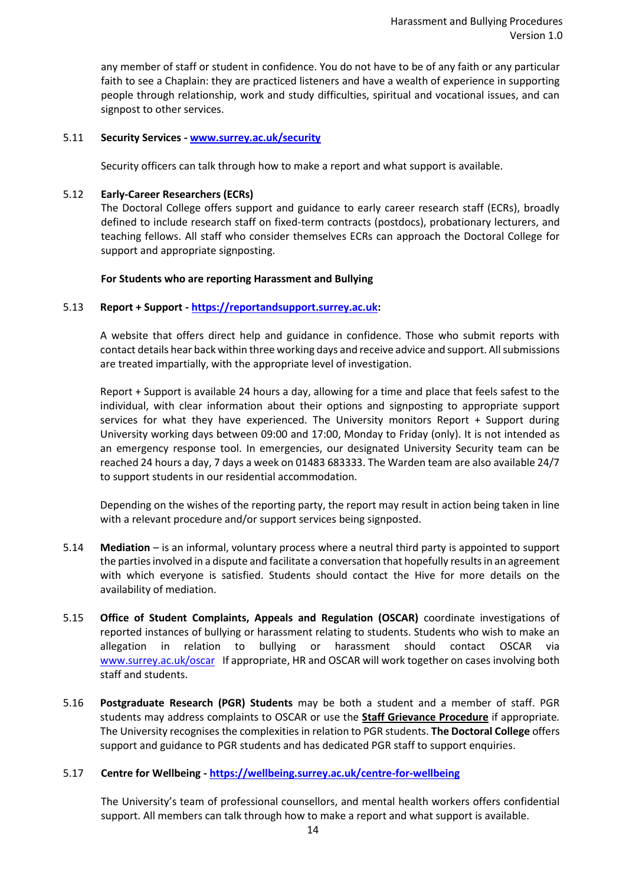any member of staff or student in confidence. You do not have to be of any faith or any particular faith to see a Chaplain: they are practiced listeners and have a wealth of experience in supporting people through relationship, work and study difficulties, spiritual and vocational issues, and can signpost to other services.

5.11 **Security Services - [www.surrey.ac.uk/security](www.surrey.ac.uk/security)**

Security officers can talk through how to make a report and what support is available.

5.12 **Early-Career Researchers (ECRs)**

The Doctoral College offers support and guidance to early career research staff (ECRs), broadly defined to include research staff on fixed-term contracts (postdocs), probationary lecturers, and teaching fellows. All staff who consider themselves ECRs can approach the Doctoral College for support and appropriate signposting.

**For Students who are reporting Harassment and Bullying**

5.13 **Report + Support - [https://reportandsupport.surrey.ac.uk](https://reportandsupport.surrey.ac.uk):**

A website that offers direct help and guidance in confidence. Those who submit reports with contact details hear back within three working days and receive advice and support. All submissions are treated impartially, with the appropriate level of investigation.

Report + Support is available 24 hours a day, allowing for a time and place that feels safest to the individual, with clear information about their options and signposting to appropriate support services for what they have experienced. The University monitors Report + Support during University working days between 09:00 and 17:00, Monday to Friday (only). It is not intended as an emergency response tool. In emergencies, our designated University Security team can be reached 24 hours a day, 7 days a week on 01483 683333. The Warden team are also available 24/7 to support students in our residential accommodation.

Depending on the wishes of the reporting party, the report may result in action being taken in line with a relevant procedure and/or support services being signposted.

5.14 **Mediation** – is an informal, voluntary process where a neutral third party is appointed to support the parties involved in a dispute and facilitate a conversation that hopefully results in an agreement with which everyone is satisfied. Students should contact the Hive for more details on the availability of mediation.

5.15 **Office of Student Complaints, Appeals and Regulation (OSCAR)** coordinate investigations of reported instances of bullying or harassment relating to students. Students who wish to make an allegation in relation to bullying or harassment should contact OSCAR via [www.surrey.ac.uk/oscar](www.surrey.ac.uk/oscar) If appropriate, HR and OSCAR will work together on cases involving both staff and students.

5.16 **Postgraduate Research (PGR) Students** may be both a student and a member of staff. PGR students may address complaints to OSCAR or use the **Staff Grievance Procedure** if appropriate. The University recognises the complexities in relation to PGR students. **The Doctoral College** offers support and guidance to PGR students and has dedicated PGR staff to support enquiries.

5.17 **Centre for Wellbeing - [https://wellbeing.surrey.ac.uk/centre-for-wellbeing](https://wellbeing.surrey.ac.uk/centre-for-wellbeing)**

The University's team of professional counsellors, and mental health workers offers confidential support. All members can talk through how to make a report and what support is available.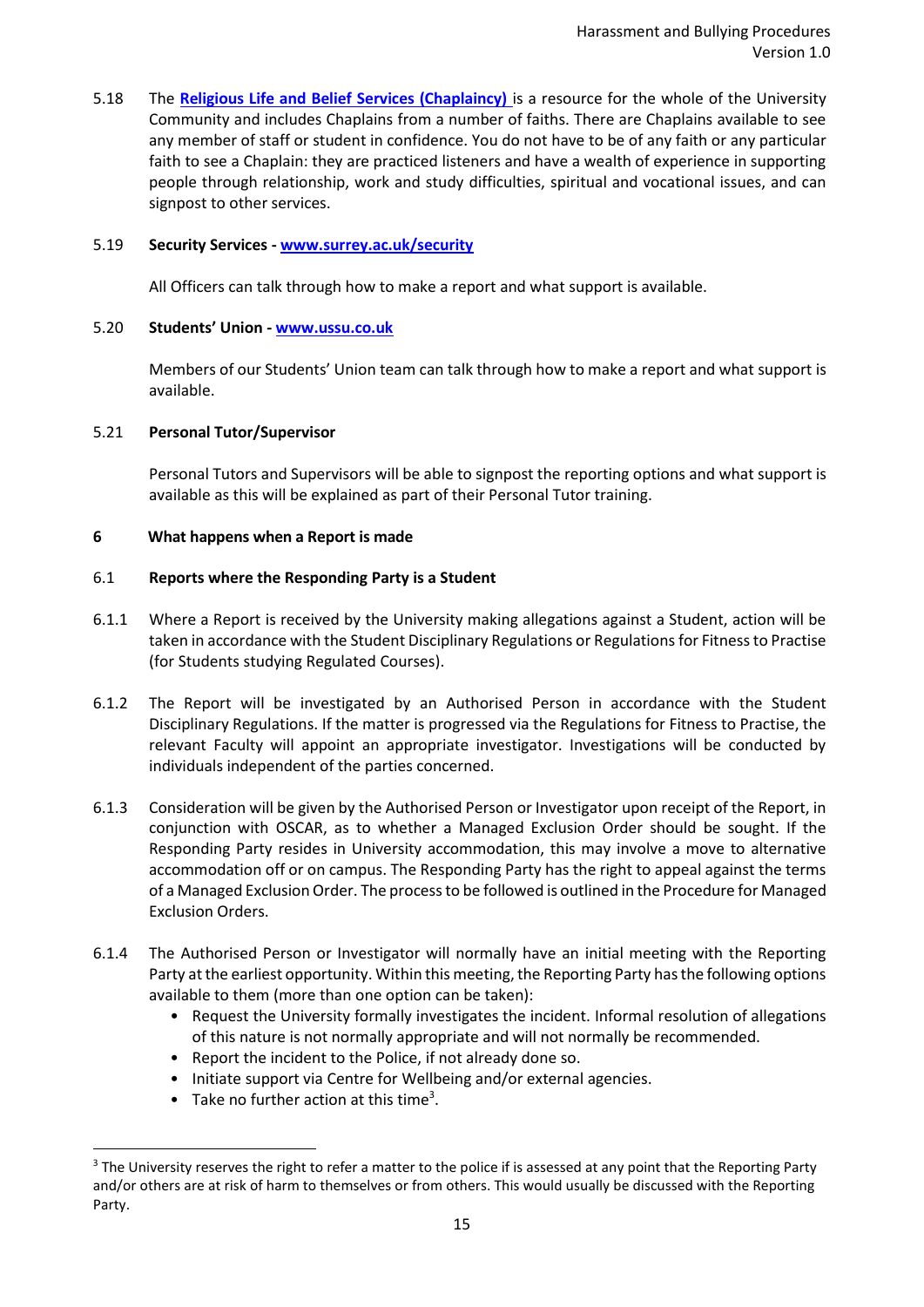5.18 The **[Religious Life and Belief Services (Chaplaincy)](#)** is a resource for the whole of the University Community and includes Chaplains from a number of faiths. There are Chaplains available to see any member of staff or student in confidence. You do not have to be of any faith or any particular faith to see a Chaplain: they are practiced listeners and have a wealth of experience in supporting people through relationship, work and study difficulties, spiritual and vocational issues, and can signpost to other services.

5.19 **Security Services - [www.surrey.ac.uk/security](http://www.surrey.ac.uk/security)**

All Officers can talk through how to make a report and what support is available.

5.20 **Students' Union - [www.ussu.co.uk](http://www.ussu.co.uk)**

Members of our Students' Union team can talk through how to make a report and what support is available.

5.21 **Personal Tutor/Supervisor**

Personal Tutors and Supervisors will be able to signpost the reporting options and what support is available as this will be explained as part of their Personal Tutor training.

## 6 What happens when a Report is made

### 6.1 Reports where the Responding Party is a Student

6.1.1 Where a Report is received by the University making allegations against a Student, action will be taken in accordance with the Student Disciplinary Regulations or Regulations for Fitness to Practise (for Students studying Regulated Courses).

6.1.2 The Report will be investigated by an Authorised Person in accordance with the Student Disciplinary Regulations. If the matter is progressed via the Regulations for Fitness to Practise, the relevant Faculty will appoint an appropriate investigator. Investigations will be conducted by individuals independent of the parties concerned.

6.1.3 Consideration will be given by the Authorised Person or Investigator upon receipt of the Report, in conjunction with OSCAR, as to whether a Managed Exclusion Order should be sought. If the Responding Party resides in University accommodation, this may involve a move to alternative accommodation off or on campus. The Responding Party has the right to appeal against the terms of a Managed Exclusion Order. The process to be followed is outlined in the Procedure for Managed Exclusion Orders.

6.1.4 The Authorised Person or Investigator will normally have an initial meeting with the Reporting Party at the earliest opportunity. Within this meeting, the Reporting Party has the following options available to them (more than one option can be taken):

- Request the University formally investigates the incident. Informal resolution of allegations of this nature is not normally appropriate and will not normally be recommended.
- Report the incident to the Police, if not already done so.
- Initiate support via Centre for Wellbeing and/or external agencies.
- Take no further action at this time[3].

[3] The University reserves the right to refer a matter to the police if is assessed at any point that the Reporting Party and/or others are at risk of harm to themselves or from others. This would usually be discussed with the Reporting Party.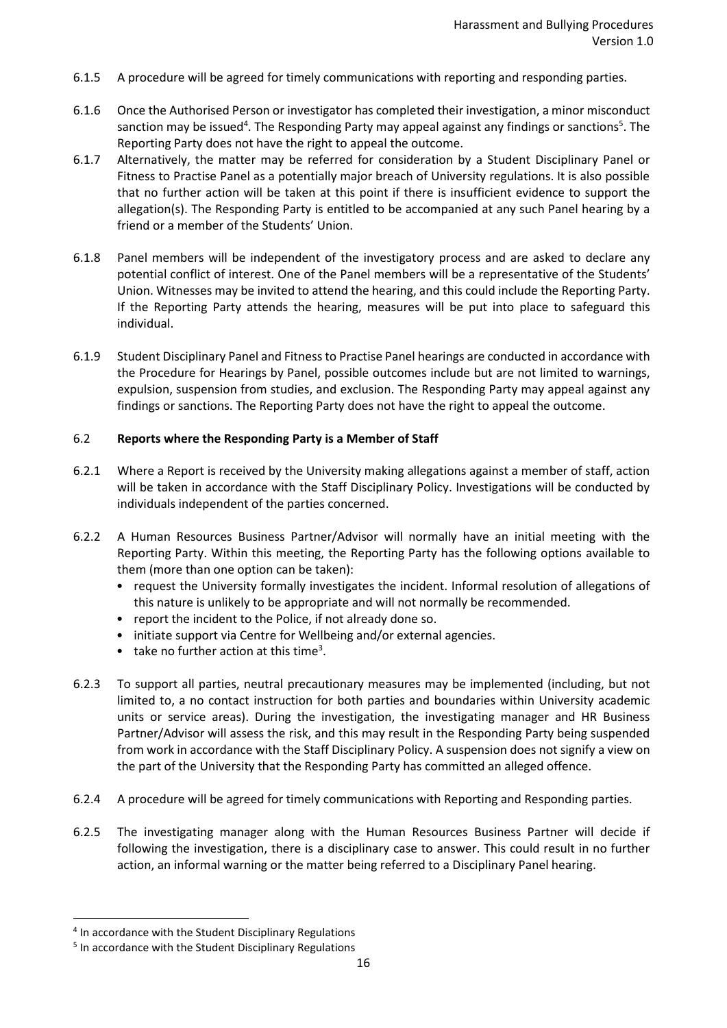6.1.5 A procedure will be agreed for timely communications with reporting and responding parties.

6.1.6 Once the Authorised Person or investigator has completed their investigation, a minor misconduct sanction may be issued[4]. The Responding Party may appeal against any findings or sanctions[5]. The Reporting Party does not have the right to appeal the outcome.

6.1.7 Alternatively, the matter may be referred for consideration by a Student Disciplinary Panel or Fitness to Practise Panel as a potentially major breach of University regulations. It is also possible that no further action will be taken at this point if there is insufficient evidence to support the allegation(s). The Responding Party is entitled to be accompanied at any such Panel hearing by a friend or a member of the Students' Union.

6.1.8 Panel members will be independent of the investigatory process and are asked to declare any potential conflict of interest. One of the Panel members will be a representative of the Students' Union. Witnesses may be invited to attend the hearing, and this could include the Reporting Party. If the Reporting Party attends the hearing, measures will be put into place to safeguard this individual.

6.1.9 Student Disciplinary Panel and Fitness to Practise Panel hearings are conducted in accordance with the Procedure for Hearings by Panel, possible outcomes include but are not limited to warnings, expulsion, suspension from studies, and exclusion. The Responding Party may appeal against any findings or sanctions. The Reporting Party does not have the right to appeal the outcome.

### 6.2 Reports where the Responding Party is a Member of Staff

6.2.1 Where a Report is received by the University making allegations against a member of staff, action will be taken in accordance with the Staff Disciplinary Policy. Investigations will be conducted by individuals independent of the parties concerned.

6.2.2 A Human Resources Business Partner/Advisor will normally have an initial meeting with the Reporting Party. Within this meeting, the Reporting Party has the following options available to them (more than one option can be taken):

- request the University formally investigates the incident. Informal resolution of allegations of this nature is unlikely to be appropriate and will not normally be recommended.
- report the incident to the Police, if not already done so.
- initiate support via Centre for Wellbeing and/or external agencies.
- take no further action at this time[3].

6.2.3 To support all parties, neutral precautionary measures may be implemented (including, but not limited to, a no contact instruction for both parties and boundaries within University academic units or service areas). During the investigation, the investigating manager and HR Business Partner/Advisor will assess the risk, and this may result in the Responding Party being suspended from work in accordance with the Staff Disciplinary Policy. A suspension does not signify a view on the part of the University that the Responding Party has committed an alleged offence.

6.2.4 A procedure will be agreed for timely communications with Reporting and Responding parties.

6.2.5 The investigating manager along with the Human Resources Business Partner will decide if following the investigation, there is a disciplinary case to answer. This could result in no further action, an informal warning or the matter being referred to a Disciplinary Panel hearing.

---

[4] In accordance with the Student Disciplinary Regulations

[5] In accordance with the Student Disciplinary Regulations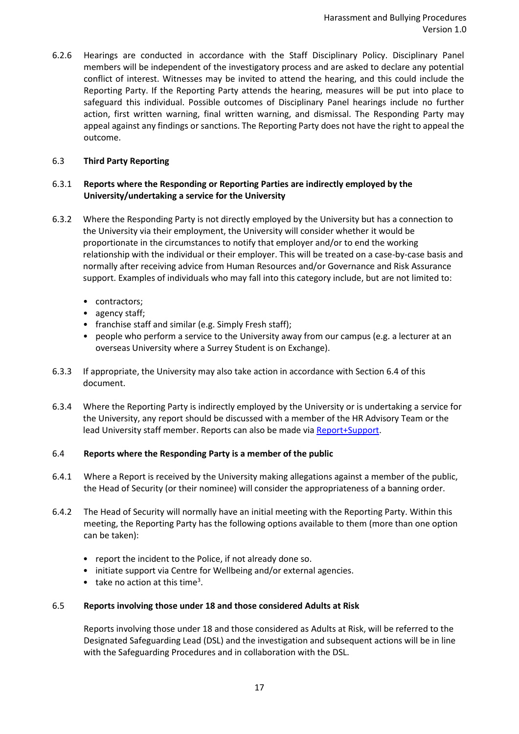6.2.6 Hearings are conducted in accordance with the Staff Disciplinary Policy. Disciplinary Panel members will be independent of the investigatory process and are asked to declare any potential conflict of interest. Witnesses may be invited to attend the hearing, and this could include the Reporting Party. If the Reporting Party attends the hearing, measures will be put into place to safeguard this individual. Possible outcomes of Disciplinary Panel hearings include no further action, first written warning, final written warning, and dismissal. The Responding Party may appeal against any findings or sanctions. The Reporting Party does not have the right to appeal the outcome.

### 6.3 Third Party Reporting

#### 6.3.1 Reports where the Responding or Reporting Parties are indirectly employed by the University/undertaking a service for the University

6.3.2 Where the Responding Party is not directly employed by the University but has a connection to the University via their employment, the University will consider whether it would be proportionate in the circumstances to notify that employer and/or to end the working relationship with the individual or their employer. This will be treated on a case-by-case basis and normally after receiving advice from Human Resources and/or Governance and Risk Assurance support. Examples of individuals who may fall into this category include, but are not limited to:

- contractors;
- agency staff;
- franchise staff and similar (e.g. Simply Fresh staff);
- people who perform a service to the University away from our campus (e.g. a lecturer at an overseas University where a Surrey Student is on Exchange).

6.3.3 If appropriate, the University may also take action in accordance with Section 6.4 of this document.

6.3.4 Where the Reporting Party is indirectly employed by the University or is undertaking a service for the University, any report should be discussed with a member of the HR Advisory Team or the lead University staff member. Reports can also be made via Report+Support.

### 6.4 Reports where the Responding Party is a member of the public

6.4.1 Where a Report is received by the University making allegations against a member of the public, the Head of Security (or their nominee) will consider the appropriateness of a banning order.

6.4.2 The Head of Security will normally have an initial meeting with the Reporting Party. Within this meeting, the Reporting Party has the following options available to them (more than one option can be taken):

- report the incident to the Police, if not already done so.
- initiate support via Centre for Wellbeing and/or external agencies.
- take no action at this time[3].

### 6.5 Reports involving those under 18 and those considered Adults at Risk

Reports involving those under 18 and those considered as Adults at Risk, will be referred to the Designated Safeguarding Lead (DSL) and the investigation and subsequent actions will be in line with the Safeguarding Procedures and in collaboration with the DSL.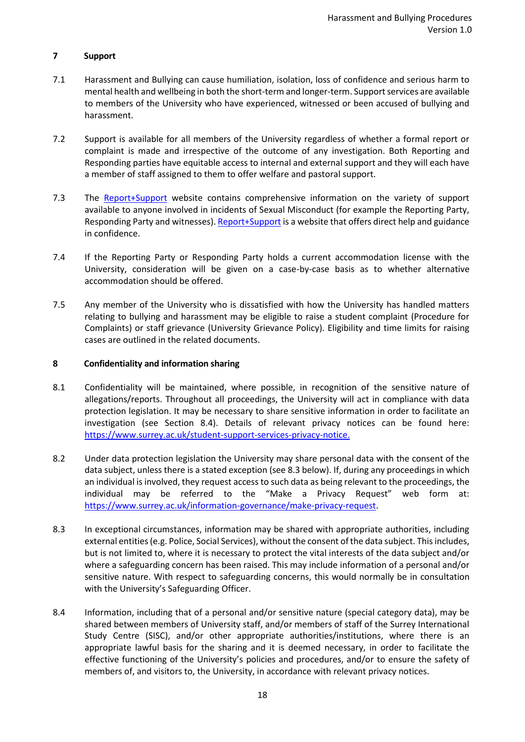## 7 Support

7.1 Harassment and Bullying can cause humiliation, isolation, loss of confidence and serious harm to mental health and wellbeing in both the short-term and longer-term. Support services are available to members of the University who have experienced, witnessed or been accused of bullying and harassment.

7.2 Support is available for all members of the University regardless of whether a formal report or complaint is made and irrespective of the outcome of any investigation. Both Reporting and Responding parties have equitable access to internal and external support and they will each have a member of staff assigned to them to offer welfare and pastoral support.

7.3 The [Report+Support](#) website contains comprehensive information on the variety of support available to anyone involved in incidents of Sexual Misconduct (for example the Reporting Party, Responding Party and witnesses). [Report+Support](#) is a website that offers direct help and guidance in confidence.

7.4 If the Reporting Party or Responding Party holds a current accommodation license with the University, consideration will be given on a case-by-case basis as to whether alternative accommodation should be offered.

7.5 Any member of the University who is dissatisfied with how the University has handled matters relating to bullying and harassment may be eligible to raise a student complaint (Procedure for Complaints) or staff grievance (University Grievance Policy). Eligibility and time limits for raising cases are outlined in the related documents.

## 8 Confidentiality and information sharing

8.1 Confidentiality will be maintained, where possible, in recognition of the sensitive nature of allegations/reports. Throughout all proceedings, the University will act in compliance with data protection legislation. It may be necessary to share sensitive information in order to facilitate an investigation (see Section 8.4). Details of relevant privacy notices can be found here: [https://www.surrey.ac.uk/student-support-services-privacy-notice.](https://www.surrey.ac.uk/student-support-services-privacy-notice)

8.2 Under data protection legislation the University may share personal data with the consent of the data subject, unless there is a stated exception (see 8.3 below). If, during any proceedings in which an individual is involved, they request access to such data as being relevant to the proceedings, the individual may be referred to the "Make a Privacy Request" web form at: [https://www.surrey.ac.uk/information-governance/make-privacy-request](https://www.surrey.ac.uk/information-governance/make-privacy-request).

8.3 In exceptional circumstances, information may be shared with appropriate authorities, including external entities (e.g. Police, Social Services), without the consent of the data subject. This includes, but is not limited to, where it is necessary to protect the vital interests of the data subject and/or where a safeguarding concern has been raised. This may include information of a personal and/or sensitive nature. With respect to safeguarding concerns, this would normally be in consultation with the University's Safeguarding Officer.

8.4 Information, including that of a personal and/or sensitive nature (special category data), may be shared between members of University staff, and/or members of staff of the Surrey International Study Centre (SISC), and/or other appropriate authorities/institutions, where there is an appropriate lawful basis for the sharing and it is deemed necessary, in order to facilitate the effective functioning of the University's policies and procedures, and/or to ensure the safety of members of, and visitors to, the University, in accordance with relevant privacy notices.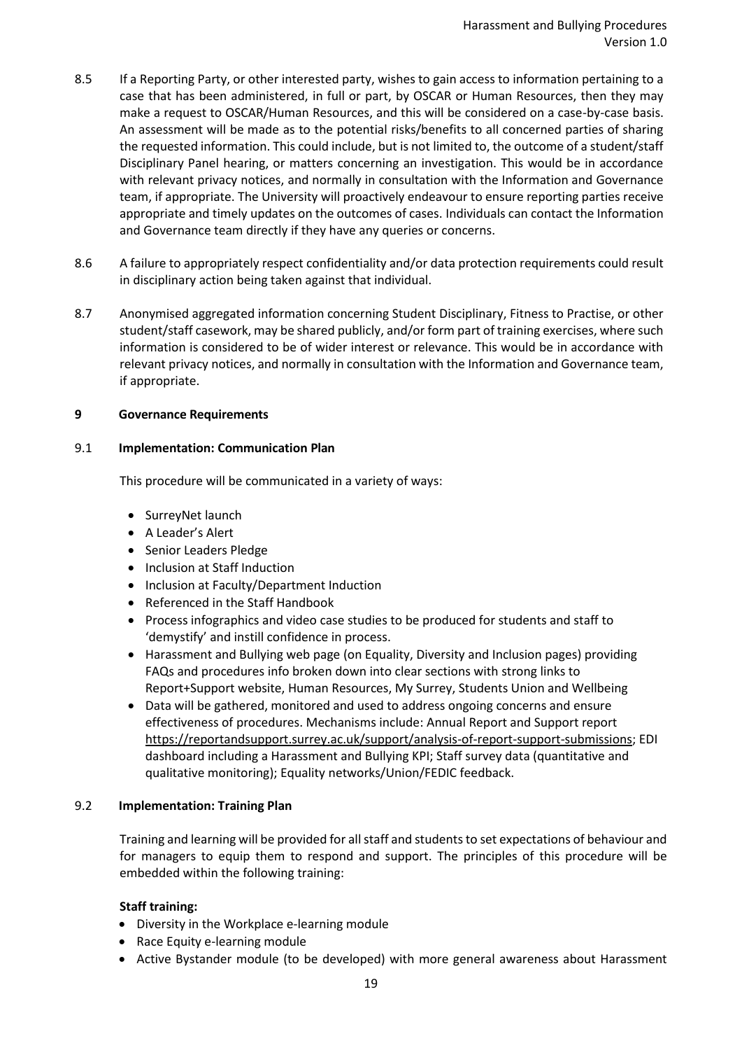8.5 If a Reporting Party, or other interested party, wishes to gain access to information pertaining to a case that has been administered, in full or part, by OSCAR or Human Resources, then they may make a request to OSCAR/Human Resources, and this will be considered on a case-by-case basis. An assessment will be made as to the potential risks/benefits to all concerned parties of sharing the requested information. This could include, but is not limited to, the outcome of a student/staff Disciplinary Panel hearing, or matters concerning an investigation. This would be in accordance with relevant privacy notices, and normally in consultation with the Information and Governance team, if appropriate. The University will proactively endeavour to ensure reporting parties receive appropriate and timely updates on the outcomes of cases. Individuals can contact the Information and Governance team directly if they have any queries or concerns.

8.6 A failure to appropriately respect confidentiality and/or data protection requirements could result in disciplinary action being taken against that individual.

8.7 Anonymised aggregated information concerning Student Disciplinary, Fitness to Practise, or other student/staff casework, may be shared publicly, and/or form part of training exercises, where such information is considered to be of wider interest or relevance. This would be in accordance with relevant privacy notices, and normally in consultation with the Information and Governance team, if appropriate.

## 9 Governance Requirements

### 9.1 Implementation: Communication Plan

This procedure will be communicated in a variety of ways:

- SurreyNet launch
- A Leader's Alert
- Senior Leaders Pledge
- Inclusion at Staff Induction
- Inclusion at Faculty/Department Induction
- Referenced in the Staff Handbook
- Process infographics and video case studies to be produced for students and staff to 'demystify' and instill confidence in process.
- Harassment and Bullying web page (on Equality, Diversity and Inclusion pages) providing FAQs and procedures info broken down into clear sections with strong links to Report+Support website, Human Resources, My Surrey, Students Union and Wellbeing
- Data will be gathered, monitored and used to address ongoing concerns and ensure effectiveness of procedures. Mechanisms include: Annual Report and Support report https://reportandsupport.surrey.ac.uk/support/analysis-of-report-support-submissions; EDI dashboard including a Harassment and Bullying KPI; Staff survey data (quantitative and qualitative monitoring); Equality networks/Union/FEDIC feedback.

### 9.2 Implementation: Training Plan

Training and learning will be provided for all staff and students to set expectations of behaviour and for managers to equip them to respond and support. The principles of this procedure will be embedded within the following training:

**Staff training:**

- Diversity in the Workplace e-learning module
- Race Equity e-learning module
- Active Bystander module (to be developed) with more general awareness about Harassment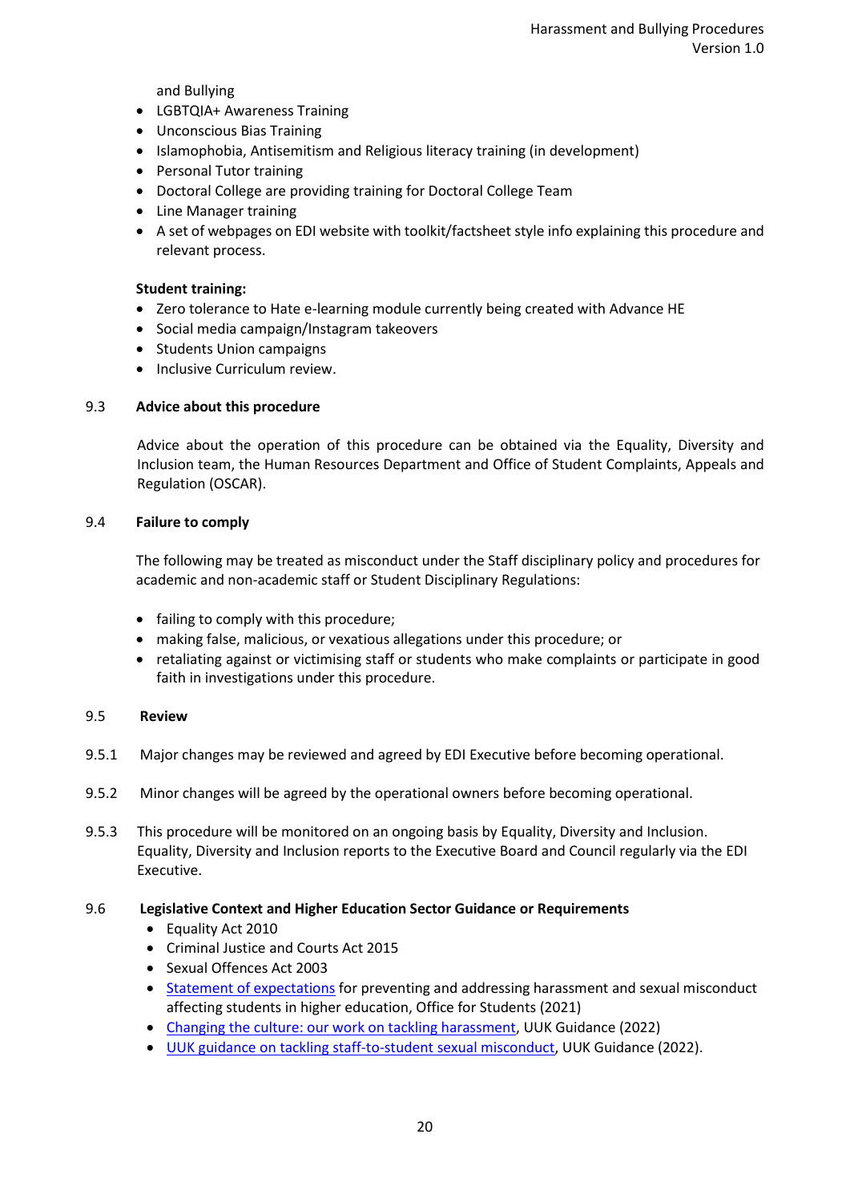and Bullying

- LGBTQIA+ Awareness Training
- Unconscious Bias Training
- Islamophobia, Antisemitism and Religious literacy training (in development)
- Personal Tutor training
- Doctoral College are providing training for Doctoral College Team
- Line Manager training
- A set of webpages on EDI website with toolkit/factsheet style info explaining this procedure and relevant process.

**Student training:**

- Zero tolerance to Hate e-learning module currently being created with Advance HE
- Social media campaign/Instagram takeovers
- Students Union campaigns
- Inclusive Curriculum review.

### 9.3 Advice about this procedure

Advice about the operation of this procedure can be obtained via the Equality, Diversity and Inclusion team, the Human Resources Department and Office of Student Complaints, Appeals and Regulation (OSCAR).

### 9.4 Failure to comply

The following may be treated as misconduct under the Staff disciplinary policy and procedures for academic and non-academic staff or Student Disciplinary Regulations:

- failing to comply with this procedure;
- making false, malicious, or vexatious allegations under this procedure; or
- retaliating against or victimising staff or students who make complaints or participate in good faith in investigations under this procedure.

### 9.5 Review

9.5.1 Major changes may be reviewed and agreed by EDI Executive before becoming operational.

9.5.2 Minor changes will be agreed by the operational owners before becoming operational.

9.5.3 This procedure will be monitored on an ongoing basis by Equality, Diversity and Inclusion. Equality, Diversity and Inclusion reports to the Executive Board and Council regularly via the EDI Executive.

### 9.6 Legislative Context and Higher Education Sector Guidance or Requirements

- Equality Act 2010
- Criminal Justice and Courts Act 2015
- Sexual Offences Act 2003
- Statement of expectations for preventing and addressing harassment and sexual misconduct affecting students in higher education, Office for Students (2021)
- Changing the culture: our work on tackling harassment, UUK Guidance (2022)
- UUK guidance on tackling staff-to-student sexual misconduct, UUK Guidance (2022).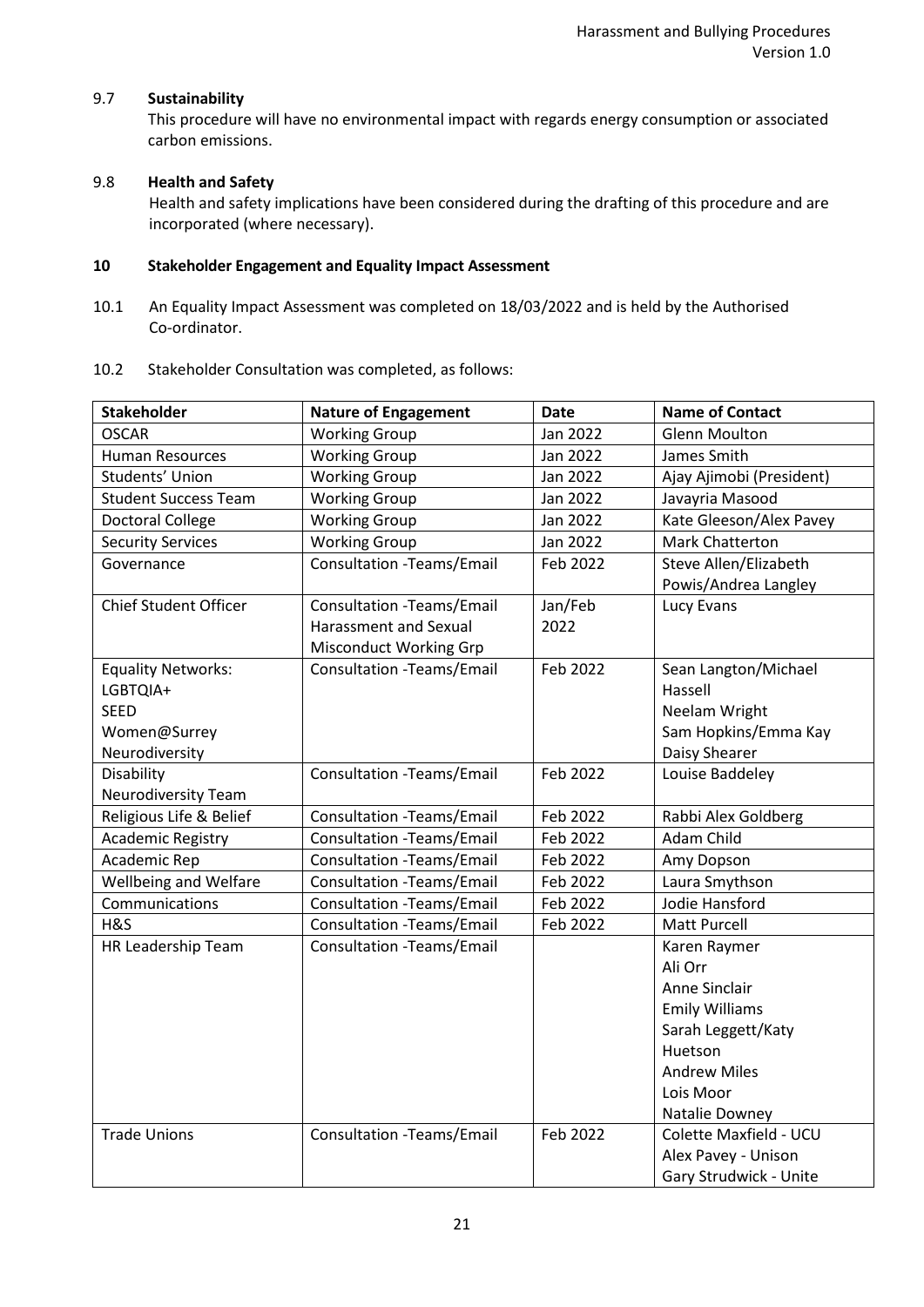### 9.7 Sustainability

This procedure will have no environmental impact with regards energy consumption or associated carbon emissions.

### 9.8 Health and Safety

Health and safety implications have been considered during the drafting of this procedure and are incorporated (where necessary).

## 10 Stakeholder Engagement and Equality Impact Assessment

10.1 An Equality Impact Assessment was completed on 18/03/2022 and is held by the Authorised Co-ordinator.

10.2 Stakeholder Consultation was completed, as follows:

| Stakeholder | Nature of Engagement | Date | Name of Contact |
|---|---|---|---|
| OSCAR | Working Group | Jan 2022 | Glenn Moulton |
| Human Resources | Working Group | Jan 2022 | James Smith |
| Students' Union | Working Group | Jan 2022 | Ajay Ajimobi (President) |
| Student Success Team | Working Group | Jan 2022 | Javayria Masood |
| Doctoral College | Working Group | Jan 2022 | Kate Gleeson/Alex Pavey |
| Security Services | Working Group | Jan 2022 | Mark Chatterton |
| Governance | Consultation -Teams/Email | Feb 2022 | Steve Allen/Elizabeth Powis/Andrea Langley |
| Chief Student Officer | Consultation -Teams/Email Harassment and Sexual Misconduct Working Grp | Jan/Feb 2022 | Lucy Evans |
| Equality Networks: LGBTQIA+ SEED Women@Surrey Neurodiversity | Consultation -Teams/Email | Feb 2022 | Sean Langton/Michael Hassell Neelam Wright Sam Hopkins/Emma Kay Daisy Shearer |
| Disability Neurodiversity Team | Consultation -Teams/Email | Feb 2022 | Louise Baddeley |
| Religious Life & Belief | Consultation -Teams/Email | Feb 2022 | Rabbi Alex Goldberg |
| Academic Registry | Consultation -Teams/Email | Feb 2022 | Adam Child |
| Academic Rep | Consultation -Teams/Email | Feb 2022 | Amy Dopson |
| Wellbeing and Welfare | Consultation -Teams/Email | Feb 2022 | Laura Smythson |
| Communications | Consultation -Teams/Email | Feb 2022 | Jodie Hansford |
| H&S | Consultation -Teams/Email | Feb 2022 | Matt Purcell |
| HR Leadership Team | Consultation -Teams/Email | | Karen Raymer Ali Orr Anne Sinclair Emily Williams Sarah Leggett/Katy Huetson Andrew Miles Lois Moor Natalie Downey |
| Trade Unions | Consultation -Teams/Email | Feb 2022 | Colette Maxfield - UCU Alex Pavey - Unison Gary Strudwick - Unite |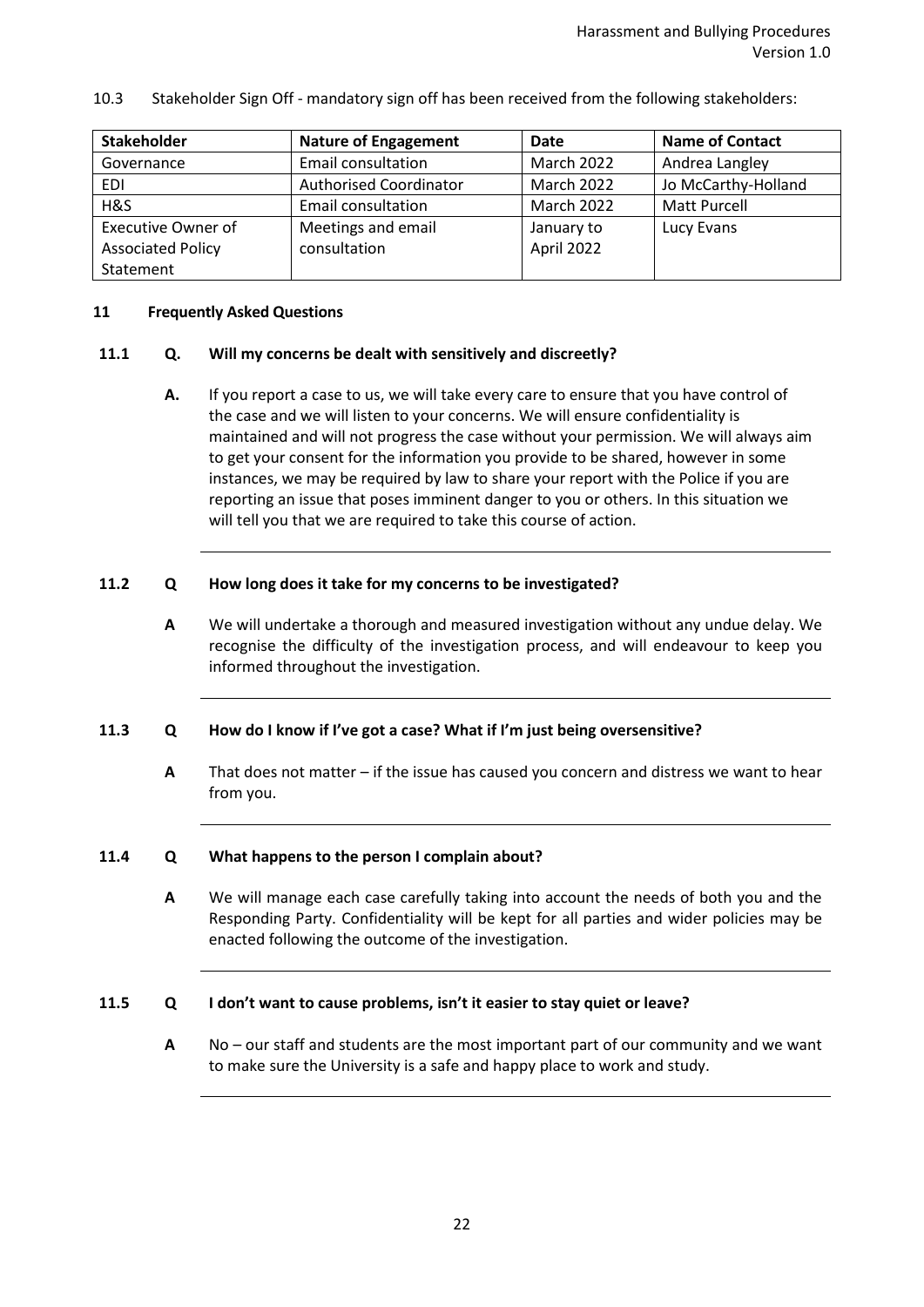10.3 Stakeholder Sign Off - mandatory sign off has been received from the following stakeholders:

| Stakeholder | Nature of Engagement | Date | Name of Contact |
|---|---|---|---|
| Governance | Email consultation | March 2022 | Andrea Langley |
| EDI | Authorised Coordinator | March 2022 | Jo McCarthy-Holland |
| H&S | Email consultation | March 2022 | Matt Purcell |
| Executive Owner of Associated Policy Statement | Meetings and email consultation | January to April 2022 | Lucy Evans |

## 11 Frequently Asked Questions

**11.1 Q. Will my concerns be dealt with sensitively and discreetly?**

**A.** If you report a case to us, we will take every care to ensure that you have control of the case and we will listen to your concerns. We will ensure confidentiality is maintained and will not progress the case without your permission. We will always aim to get your consent for the information you provide to be shared, however in some instances, we may be required by law to share your report with the Police if you are reporting an issue that poses imminent danger to you or others. In this situation we will tell you that we are required to take this course of action.

---

**11.2 Q How long does it take for my concerns to be investigated?**

**A** We will undertake a thorough and measured investigation without any undue delay. We recognise the difficulty of the investigation process, and will endeavour to keep you informed throughout the investigation.

---

**11.3 Q How do I know if I've got a case? What if I'm just being oversensitive?**

**A** That does not matter – if the issue has caused you concern and distress we want to hear from you.

---

**11.4 Q What happens to the person I complain about?**

**A** We will manage each case carefully taking into account the needs of both you and the Responding Party. Confidentiality will be kept for all parties and wider policies may be enacted following the outcome of the investigation.

---

**11.5 Q I don't want to cause problems, isn't it easier to stay quiet or leave?**

**A** No – our staff and students are the most important part of our community and we want to make sure the University is a safe and happy place to work and study.

---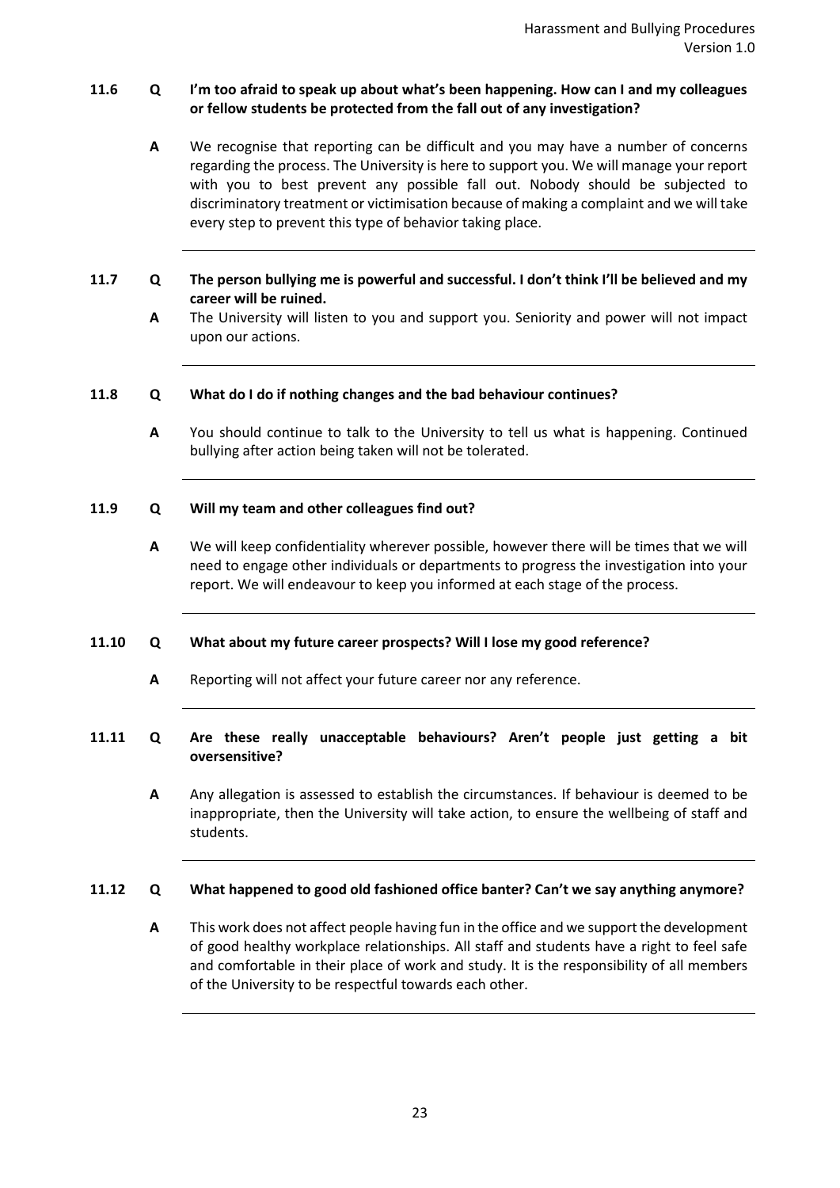**11.6 Q I'm too afraid to speak up about what's been happening. How can I and my colleagues or fellow students be protected from the fall out of any investigation?**

**A** We recognise that reporting can be difficult and you may have a number of concerns regarding the process. The University is here to support you. We will manage your report with you to best prevent any possible fall out. Nobody should be subjected to discriminatory treatment or victimisation because of making a complaint and we will take every step to prevent this type of behavior taking place.

---

**11.7 Q The person bullying me is powerful and successful. I don't think I'll be believed and my career will be ruined.**

**A** The University will listen to you and support you. Seniority and power will not impact upon our actions.

---

**11.8 Q What do I do if nothing changes and the bad behaviour continues?**

**A** You should continue to talk to the University to tell us what is happening. Continued bullying after action being taken will not be tolerated.

---

**11.9 Q Will my team and other colleagues find out?**

**A** We will keep confidentiality wherever possible, however there will be times that we will need to engage other individuals or departments to progress the investigation into your report. We will endeavour to keep you informed at each stage of the process.

---

**11.10 Q What about my future career prospects? Will I lose my good reference?**

**A** Reporting will not affect your future career nor any reference.

---

**11.11 Q Are these really unacceptable behaviours? Aren't people just getting a bit oversensitive?**

**A** Any allegation is assessed to establish the circumstances. If behaviour is deemed to be inappropriate, then the University will take action, to ensure the wellbeing of staff and students.

---

**11.12 Q What happened to good old fashioned office banter? Can't we say anything anymore?**

**A** This work does not affect people having fun in the office and we support the development of good healthy workplace relationships. All staff and students have a right to feel safe and comfortable in their place of work and study. It is the responsibility of all members of the University to be respectful towards each other.

---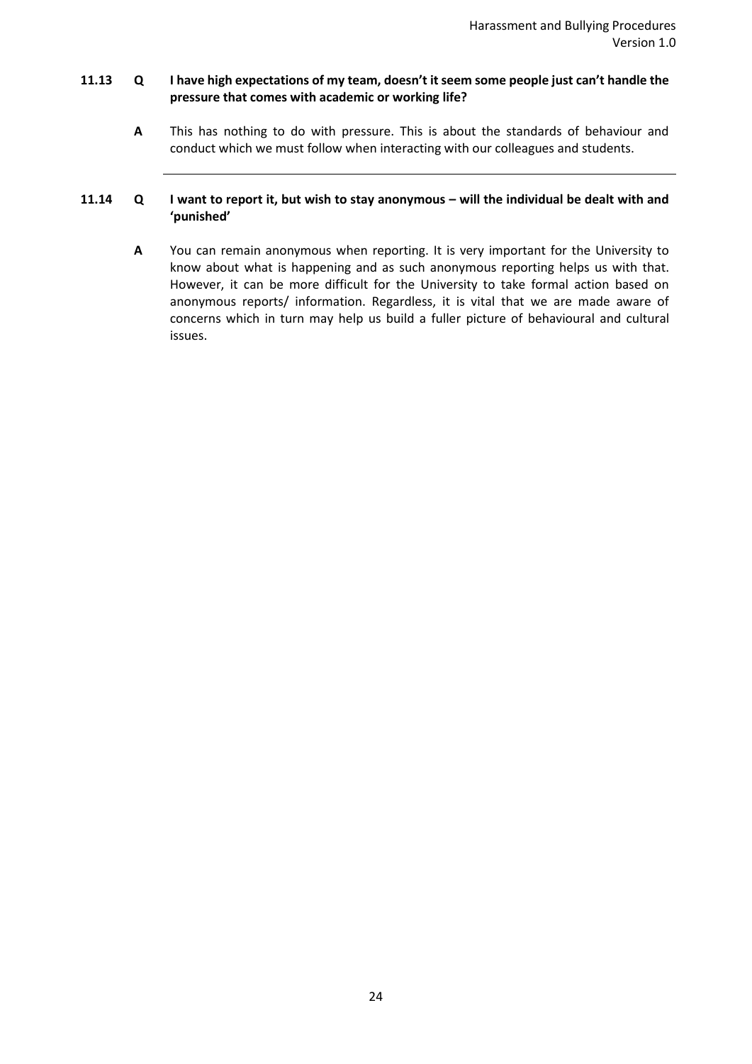**11.13 Q I have high expectations of my team, doesn't it seem some people just can't handle the pressure that comes with academic or working life?**

**A** This has nothing to do with pressure. This is about the standards of behaviour and conduct which we must follow when interacting with our colleagues and students.

---

**11.14 Q I want to report it, but wish to stay anonymous – will the individual be dealt with and 'punished'**

**A** You can remain anonymous when reporting. It is very important for the University to know about what is happening and as such anonymous reporting helps us with that. However, it can be more difficult for the University to take formal action based on anonymous reports/ information. Regardless, it is vital that we are made aware of concerns which in turn may help us build a fuller picture of behavioural and cultural issues.